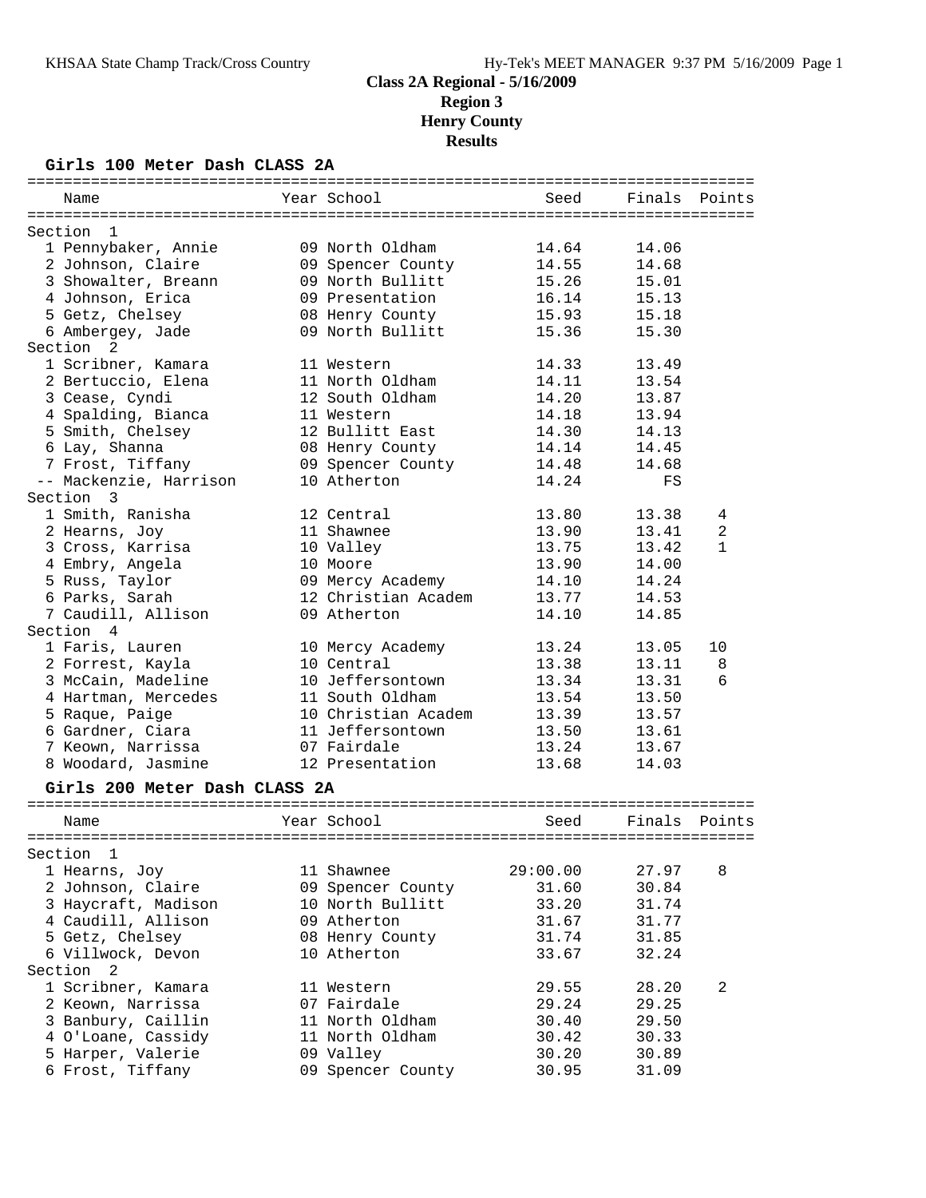# Class 2A Regional - 5/16/2009
## Region 3
## Henry County
## Results

### Girls 100 Meter Dash CLASS 2A

| Name | Year | School | Seed | Finals | Points |
|---|---|---|---|---|---|
| **Section 1** | | | | | |
| 1 Pennybaker, Annie | 09 | North Oldham | 14.64 | 14.06 | |
| 2 Johnson, Claire | 09 | Spencer County | 14.55 | 14.68 | |
| 3 Showalter, Breann | 09 | North Bullitt | 15.26 | 15.01 | |
| 4 Johnson, Erica | 09 | Presentation | 16.14 | 15.13 | |
| 5 Getz, Chelsey | 08 | Henry County | 15.93 | 15.18 | |
| 6 Ambergey, Jade | 09 | North Bullitt | 15.36 | 15.30 | |
| **Section 2** | | | | | |
| 1 Scribner, Kamara | 11 | Western | 14.33 | 13.49 | |
| 2 Bertuccio, Elena | 11 | North Oldham | 14.11 | 13.54 | |
| 3 Cease, Cyndi | 12 | South Oldham | 14.20 | 13.87 | |
| 4 Spalding, Bianca | 11 | Western | 14.18 | 13.94 | |
| 5 Smith, Chelsey | 12 | Bullitt East | 14.30 | 14.13 | |
| 6 Lay, Shanna | 08 | Henry County | 14.14 | 14.45 | |
| 7 Frost, Tiffany | 09 | Spencer County | 14.48 | 14.68 | |
| -- Mackenzie, Harrison | 10 | Atherton | 14.24 | FS | |
| **Section 3** | | | | | |
| 1 Smith, Ranisha | 12 | Central | 13.80 | 13.38 | 4 |
| 2 Hearns, Joy | 11 | Shawnee | 13.90 | 13.41 | 2 |
| 3 Cross, Karrisa | 10 | Valley | 13.75 | 13.42 | 1 |
| 4 Embry, Angela | 10 | Moore | 13.90 | 14.00 | |
| 5 Russ, Taylor | 09 | Mercy Academy | 14.10 | 14.24 | |
| 6 Parks, Sarah | 12 | Christian Academ | 13.77 | 14.53 | |
| 7 Caudill, Allison | 09 | Atherton | 14.10 | 14.85 | |
| **Section 4** | | | | | |
| 1 Faris, Lauren | 10 | Mercy Academy | 13.24 | 13.05 | 10 |
| 2 Forrest, Kayla | 10 | Central | 13.38 | 13.11 | 8 |
| 3 McCain, Madeline | 10 | Jeffersontown | 13.34 | 13.31 | 6 |
| 4 Hartman, Mercedes | 11 | South Oldham | 13.54 | 13.50 | |
| 5 Raque, Paige | 10 | Christian Academ | 13.39 | 13.57 | |
| 6 Gardner, Ciara | 11 | Jeffersontown | 13.50 | 13.61 | |
| 7 Keown, Narrissa | 07 | Fairdale | 13.24 | 13.67 | |
| 8 Woodard, Jasmine | 12 | Presentation | 13.68 | 14.03 | |

### Girls 200 Meter Dash CLASS 2A

| Name | Year | School | Seed | Finals | Points |
|---|---|---|---|---|---|
| **Section 1** | | | | | |
| 1 Hearns, Joy | 11 | Shawnee | 29:00.00 | 27.97 | 8 |
| 2 Johnson, Claire | 09 | Spencer County | 31.60 | 30.84 | |
| 3 Haycraft, Madison | 10 | North Bullitt | 33.20 | 31.74 | |
| 4 Caudill, Allison | 09 | Atherton | 31.67 | 31.77 | |
| 5 Getz, Chelsey | 08 | Henry County | 31.74 | 31.85 | |
| 6 Villwock, Devon | 10 | Atherton | 33.67 | 32.24 | |
| **Section 2** | | | | | |
| 1 Scribner, Kamara | 11 | Western | 29.55 | 28.20 | 2 |
| 2 Keown, Narrissa | 07 | Fairdale | 29.24 | 29.25 | |
| 3 Banbury, Caillin | 11 | North Oldham | 30.40 | 29.50 | |
| 4 O'Loane, Cassidy | 11 | North Oldham | 30.42 | 30.33 | |
| 5 Harper, Valerie | 09 | Valley | 30.20 | 30.89 | |
| 6 Frost, Tiffany | 09 | Spencer County | 30.95 | 31.09 | |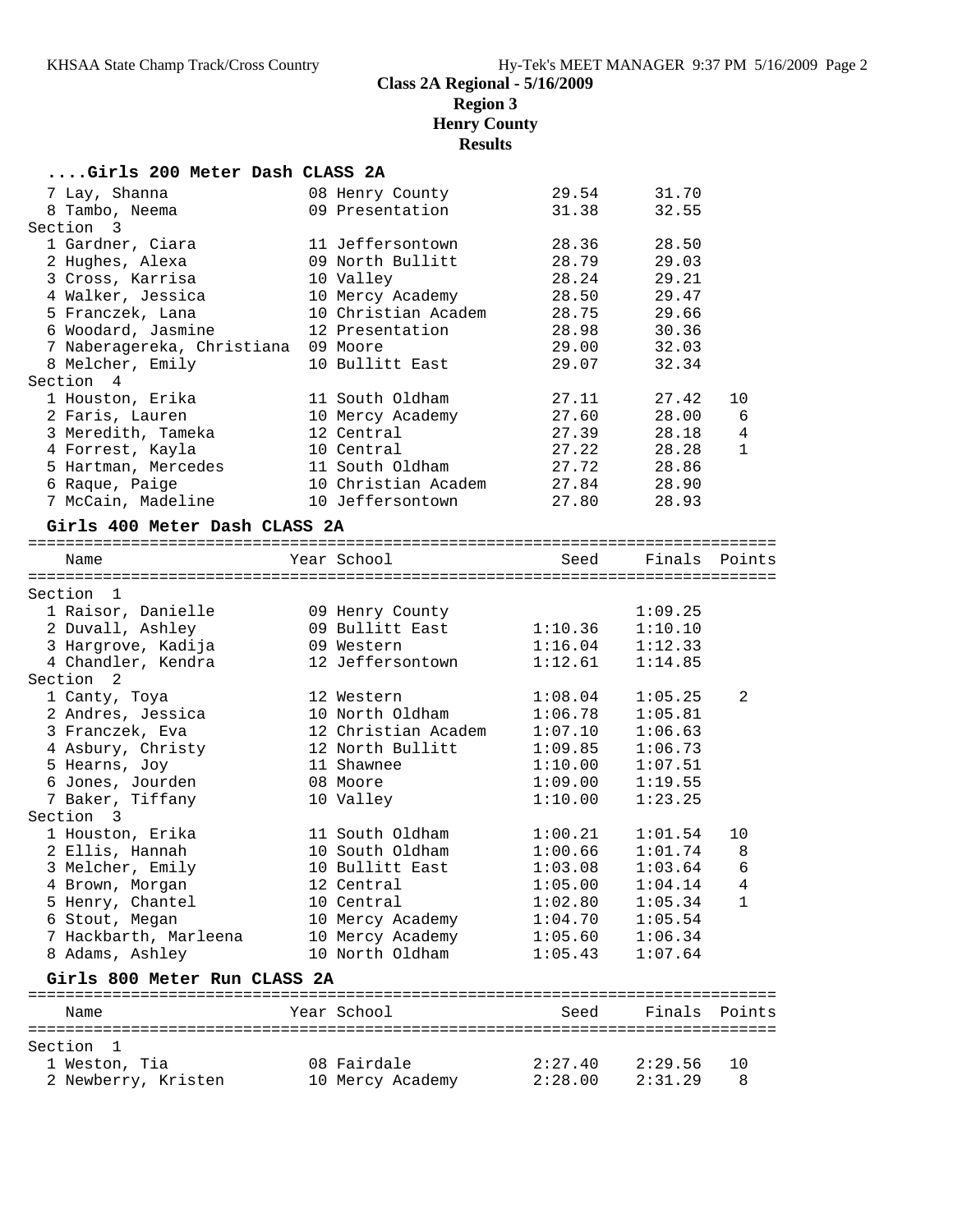# Class 2A Regional - 5/16/2009
## Region 3
## Henry County
## Results

### ....Girls 200 Meter Dash CLASS 2A

| Name | Year | School | Seed | Finals | Points |
|---|---|---|---|---|---|
| 7 Lay, Shanna | 08 | Henry County | 29.54 | 31.70 | |
| 8 Tambo, Neema | 09 | Presentation | 31.38 | 32.55 | |
| **Section 3** | | | | | |
| 1 Gardner, Ciara | 11 | Jeffersontown | 28.36 | 28.50 | |
| 2 Hughes, Alexa | 09 | North Bullitt | 28.79 | 29.03 | |
| 3 Cross, Karrisa | 10 | Valley | 28.24 | 29.21 | |
| 4 Walker, Jessica | 10 | Mercy Academy | 28.50 | 29.47 | |
| 5 Franczek, Lana | 10 | Christian Academ | 28.75 | 29.66 | |
| 6 Woodard, Jasmine | 12 | Presentation | 28.98 | 30.36 | |
| 7 Naberagereka, Christiana | 09 | Moore | 29.00 | 32.03 | |
| 8 Melcher, Emily | 10 | Bullitt East | 29.07 | 32.34 | |
| **Section 4** | | | | | |
| 1 Houston, Erika | 11 | South Oldham | 27.11 | 27.42 | 10 |
| 2 Faris, Lauren | 10 | Mercy Academy | 27.60 | 28.00 | 6 |
| 3 Meredith, Tameka | 12 | Central | 27.39 | 28.18 | 4 |
| 4 Forrest, Kayla | 10 | Central | 27.22 | 28.28 | 1 |
| 5 Hartman, Mercedes | 11 | South Oldham | 27.72 | 28.86 | |
| 6 Raque, Paige | 10 | Christian Academ | 27.84 | 28.90 | |
| 7 McCain, Madeline | 10 | Jeffersontown | 27.80 | 28.93 | |

### Girls 400 Meter Dash CLASS 2A

| Name | Year | School | Seed | Finals | Points |
|---|---|---|---|---|---|
| **Section 1** | | | | | |
| 1 Raisor, Danielle | 09 | Henry County | | 1:09.25 | |
| 2 Duvall, Ashley | 09 | Bullitt East | 1:10.36 | 1:10.10 | |
| 3 Hargrove, Kadija | 09 | Western | 1:16.04 | 1:12.33 | |
| 4 Chandler, Kendra | 12 | Jeffersontown | 1:12.61 | 1:14.85 | |
| **Section 2** | | | | | |
| 1 Canty, Toya | 12 | Western | 1:08.04 | 1:05.25 | 2 |
| 2 Andres, Jessica | 10 | North Oldham | 1:06.78 | 1:05.81 | |
| 3 Franczek, Eva | 12 | Christian Academ | 1:07.10 | 1:06.63 | |
| 4 Asbury, Christy | 12 | North Bullitt | 1:09.85 | 1:06.73 | |
| 5 Hearns, Joy | 11 | Shawnee | 1:10.00 | 1:07.51 | |
| 6 Jones, Jourden | 08 | Moore | 1:09.00 | 1:19.55 | |
| 7 Baker, Tiffany | 10 | Valley | 1:10.00 | 1:23.25 | |
| **Section 3** | | | | | |
| 1 Houston, Erika | 11 | South Oldham | 1:00.21 | 1:01.54 | 10 |
| 2 Ellis, Hannah | 10 | South Oldham | 1:00.66 | 1:01.74 | 8 |
| 3 Melcher, Emily | 10 | Bullitt East | 1:03.08 | 1:03.64 | 6 |
| 4 Brown, Morgan | 12 | Central | 1:05.00 | 1:04.14 | 4 |
| 5 Henry, Chantel | 10 | Central | 1:02.80 | 1:05.34 | 1 |
| 6 Stout, Megan | 10 | Mercy Academy | 1:04.70 | 1:05.54 | |
| 7 Hackbarth, Marleena | 10 | Mercy Academy | 1:05.60 | 1:06.34 | |
| 8 Adams, Ashley | 10 | North Oldham | 1:05.43 | 1:07.64 | |

### Girls 800 Meter Run CLASS 2A

| Name | Year | School | Seed | Finals | Points |
|---|---|---|---|---|---|
| **Section 1** | | | | | |
| 1 Weston, Tia | 08 | Fairdale | 2:27.40 | 2:29.56 | 10 |
| 2 Newberry, Kristen | 10 | Mercy Academy | 2:28.00 | 2:31.29 | 8 |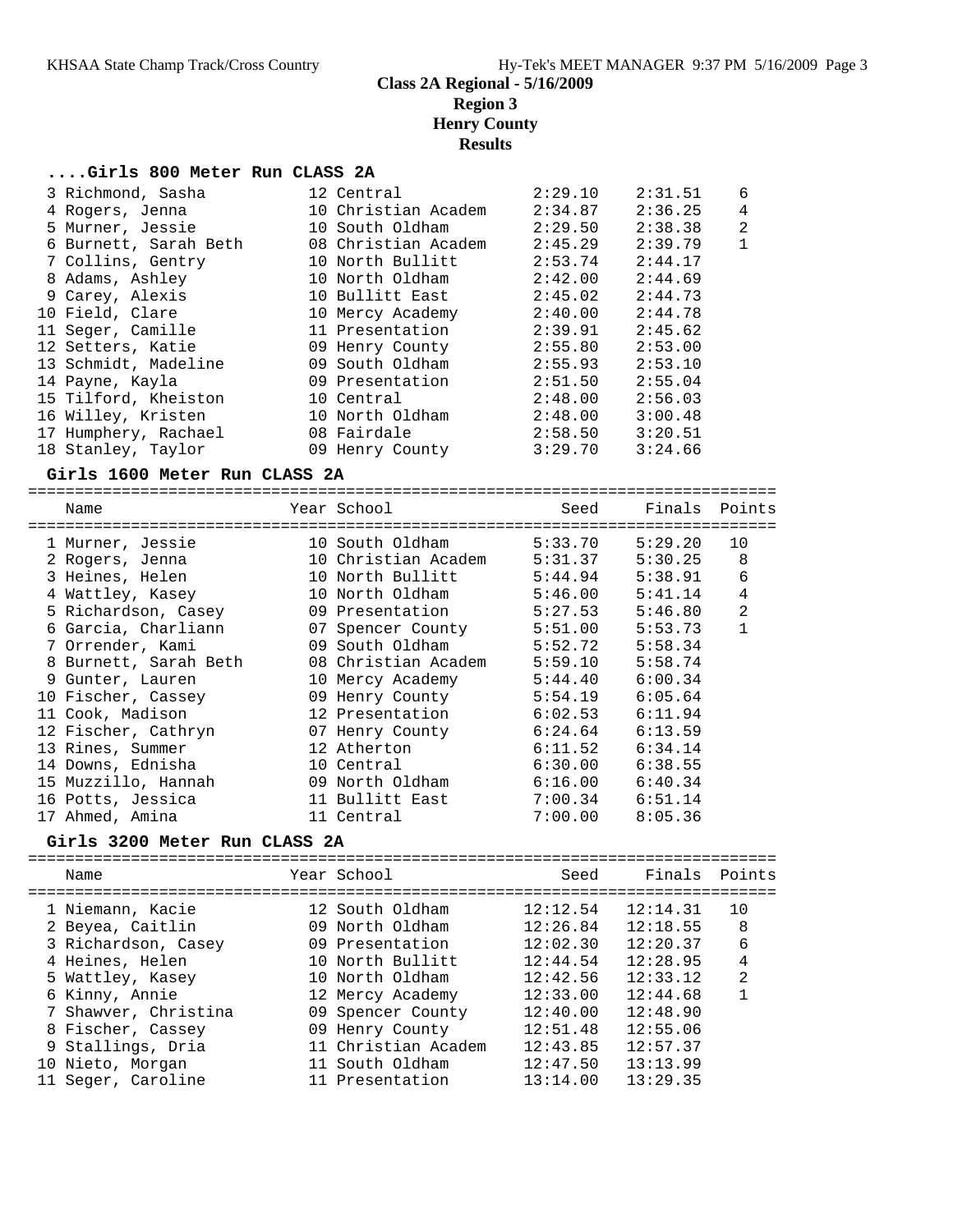# Class 2A Regional - 5/16/2009
## Region 3
## Henry County
## Results

### ....Girls 800 Meter Run CLASS 2A

| Name | Year | School | Seed | Finals | Points |
|---|---|---|---|---|---|
| 3 Richmond, Sasha | 12 | Central | 2:29.10 | 2:31.51 | 6 |
| 4 Rogers, Jenna | 10 | Christian Academ | 2:34.87 | 2:36.25 | 4 |
| 5 Murner, Jessie | 10 | South Oldham | 2:29.50 | 2:38.38 | 2 |
| 6 Burnett, Sarah Beth | 08 | Christian Academ | 2:45.29 | 2:39.79 | 1 |
| 7 Collins, Gentry | 10 | North Bullitt | 2:53.74 | 2:44.17 | |
| 8 Adams, Ashley | 10 | North Oldham | 2:42.00 | 2:44.69 | |
| 9 Carey, Alexis | 10 | Bullitt East | 2:45.02 | 2:44.73 | |
| 10 Field, Clare | 10 | Mercy Academy | 2:40.00 | 2:44.78 | |
| 11 Seger, Camille | 11 | Presentation | 2:39.91 | 2:45.62 | |
| 12 Setters, Katie | 09 | Henry County | 2:55.80 | 2:53.00 | |
| 13 Schmidt, Madeline | 09 | South Oldham | 2:55.93 | 2:53.10 | |
| 14 Payne, Kayla | 09 | Presentation | 2:51.50 | 2:55.04 | |
| 15 Tilford, Kheiston | 10 | Central | 2:48.00 | 2:56.03 | |
| 16 Willey, Kristen | 10 | North Oldham | 2:48.00 | 3:00.48 | |
| 17 Humphery, Rachael | 08 | Fairdale | 2:58.50 | 3:20.51 | |
| 18 Stanley, Taylor | 09 | Henry County | 3:29.70 | 3:24.66 | |

### Girls 1600 Meter Run CLASS 2A

| Name | Year | School | Seed | Finals | Points |
|---|---|---|---|---|---|
| 1 Murner, Jessie | 10 | South Oldham | 5:33.70 | 5:29.20 | 10 |
| 2 Rogers, Jenna | 10 | Christian Academ | 5:31.37 | 5:30.25 | 8 |
| 3 Heines, Helen | 10 | North Bullitt | 5:44.94 | 5:38.91 | 6 |
| 4 Wattley, Kasey | 10 | North Oldham | 5:46.00 | 5:41.14 | 4 |
| 5 Richardson, Casey | 09 | Presentation | 5:27.53 | 5:46.80 | 2 |
| 6 Garcia, Charliann | 07 | Spencer County | 5:51.00 | 5:53.73 | 1 |
| 7 Orrender, Kami | 09 | South Oldham | 5:52.72 | 5:58.34 | |
| 8 Burnett, Sarah Beth | 08 | Christian Academ | 5:59.10 | 5:58.74 | |
| 9 Gunter, Lauren | 10 | Mercy Academy | 5:44.40 | 6:00.34 | |
| 10 Fischer, Cassey | 09 | Henry County | 5:54.19 | 6:05.64 | |
| 11 Cook, Madison | 12 | Presentation | 6:02.53 | 6:11.94 | |
| 12 Fischer, Cathryn | 07 | Henry County | 6:24.64 | 6:13.59 | |
| 13 Rines, Summer | 12 | Atherton | 6:11.52 | 6:34.14 | |
| 14 Downs, Ednisha | 10 | Central | 6:30.00 | 6:38.55 | |
| 15 Muzzillo, Hannah | 09 | North Oldham | 6:16.00 | 6:40.34 | |
| 16 Potts, Jessica | 11 | Bullitt East | 7:00.34 | 6:51.14 | |
| 17 Ahmed, Amina | 11 | Central | 7:00.00 | 8:05.36 | |

### Girls 3200 Meter Run CLASS 2A

| Name | Year | School | Seed | Finals | Points |
|---|---|---|---|---|---|
| 1 Niemann, Kacie | 12 | South Oldham | 12:12.54 | 12:14.31 | 10 |
| 2 Beyea, Caitlin | 09 | North Oldham | 12:26.84 | 12:18.55 | 8 |
| 3 Richardson, Casey | 09 | Presentation | 12:02.30 | 12:20.37 | 6 |
| 4 Heines, Helen | 10 | North Bullitt | 12:44.54 | 12:28.95 | 4 |
| 5 Wattley, Kasey | 10 | North Oldham | 12:42.56 | 12:33.12 | 2 |
| 6 Kinny, Annie | 12 | Mercy Academy | 12:33.00 | 12:44.68 | 1 |
| 7 Shawver, Christina | 09 | Spencer County | 12:40.00 | 12:48.90 | |
| 8 Fischer, Cassey | 09 | Henry County | 12:51.48 | 12:55.06 | |
| 9 Stallings, Dria | 11 | Christian Academ | 12:43.85 | 12:57.37 | |
| 10 Nieto, Morgan | 11 | South Oldham | 12:47.50 | 13:13.99 | |
| 11 Seger, Caroline | 11 | Presentation | 13:14.00 | 13:29.35 | |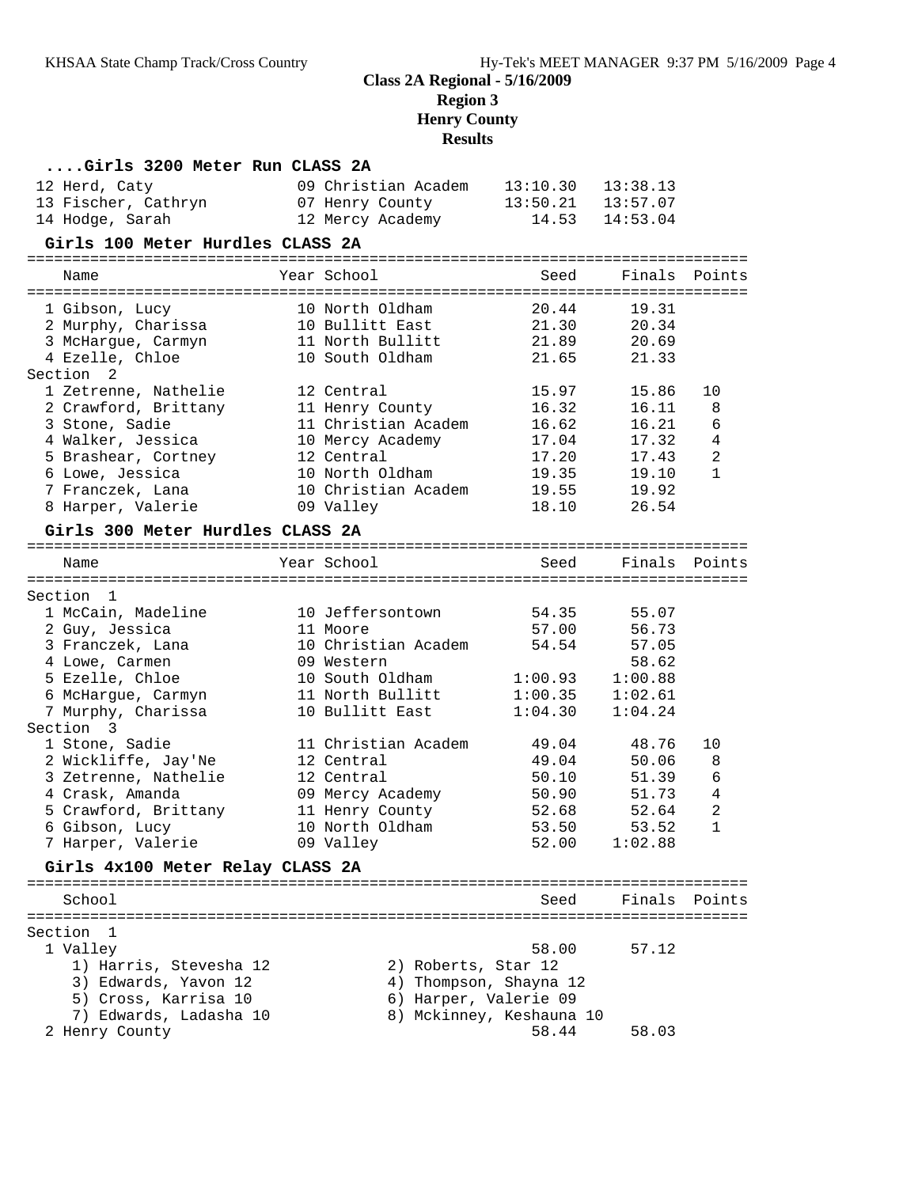## Class 2A Regional - 5/16/2009
## Region 3
## Henry County
## Results

### ....Girls 3200 Meter Run CLASS 2A

| Place | Name | Year | School | Seed | Finals | Points |
|---|---|---|---|---|---|---|
| 12 | Herd, Caty | 09 | Christian Academ | 13:10.30 | 13:38.13 | |
| 13 | Fischer, Cathryn | 07 | Henry County | 13:50.21 | 13:57.07 | |
| 14 | Hodge, Sarah | 12 | Mercy Academy | 14.53 | 14:53.04 | |

### Girls 100 Meter Hurdles CLASS 2A

| Place | Name | Year | School | Seed | Finals | Points |
|---|---|---|---|---|---|---|
| 1 | Gibson, Lucy | 10 | North Oldham | 20.44 | 19.31 | |
| 2 | Murphy, Charissa | 10 | Bullitt East | 21.30 | 20.34 | |
| 3 | McHargue, Carmyn | 11 | North Bullitt | 21.89 | 20.69 | |
| 4 | Ezelle, Chloe | 10 | South Oldham | 21.65 | 21.33 | |
| **Section 2** | | | | | | |
| 1 | Zetrenne, Nathelie | 12 | Central | 15.97 | 15.86 | 10 |
| 2 | Crawford, Brittany | 11 | Henry County | 16.32 | 16.11 | 8 |
| 3 | Stone, Sadie | 11 | Christian Academ | 16.62 | 16.21 | 6 |
| 4 | Walker, Jessica | 10 | Mercy Academy | 17.04 | 17.32 | 4 |
| 5 | Brashear, Cortney | 12 | Central | 17.20 | 17.43 | 2 |
| 6 | Lowe, Jessica | 10 | North Oldham | 19.35 | 19.10 | 1 |
| 7 | Franczek, Lana | 10 | Christian Academ | 19.55 | 19.92 | |
| 8 | Harper, Valerie | 09 | Valley | 18.10 | 26.54 | |

### Girls 300 Meter Hurdles CLASS 2A

| Place | Name | Year | School | Seed | Finals | Points |
|---|---|---|---|---|---|---|
| **Section 1** | | | | | | |
| 1 | McCain, Madeline | 10 | Jeffersontown | 54.35 | 55.07 | |
| 2 | Guy, Jessica | 11 | Moore | 57.00 | 56.73 | |
| 3 | Franczek, Lana | 10 | Christian Academ | 54.54 | 57.05 | |
| 4 | Lowe, Carmen | 09 | Western | | 58.62 | |
| 5 | Ezelle, Chloe | 10 | South Oldham | 1:00.93 | 1:00.88 | |
| 6 | McHargue, Carmyn | 11 | North Bullitt | 1:00.35 | 1:02.61 | |
| 7 | Murphy, Charissa | 10 | Bullitt East | 1:04.30 | 1:04.24 | |
| **Section 3** | | | | | | |
| 1 | Stone, Sadie | 11 | Christian Academ | 49.04 | 48.76 | 10 |
| 2 | Wickliffe, Jay'Ne | 12 | Central | 49.04 | 50.06 | 8 |
| 3 | Zetrenne, Nathelie | 12 | Central | 50.10 | 51.39 | 6 |
| 4 | Crask, Amanda | 09 | Mercy Academy | 50.90 | 51.73 | 4 |
| 5 | Crawford, Brittany | 11 | Henry County | 52.68 | 52.64 | 2 |
| 6 | Gibson, Lucy | 10 | North Oldham | 53.50 | 53.52 | 1 |
| 7 | Harper, Valerie | 09 | Valley | 52.00 | 1:02.88 | |

### Girls 4x100 Meter Relay CLASS 2A

| Place | School | Seed | Finals | Points |
|---|---|---|---|---|
| **Section 1** | | | | |
| 1 | Valley | 58.00 | 57.12 | |
| 2 | Henry County | 58.44 | 58.03 | |

Valley relay members:
1) Harris, Stevesha 12
2) Roberts, Star 12
3) Edwards, Yavon 12
4) Thompson, Shayna 12
5) Cross, Karrisa 10
6) Harper, Valerie 09
7) Edwards, Ladasha 10
8) Mckinney, Keshauna 10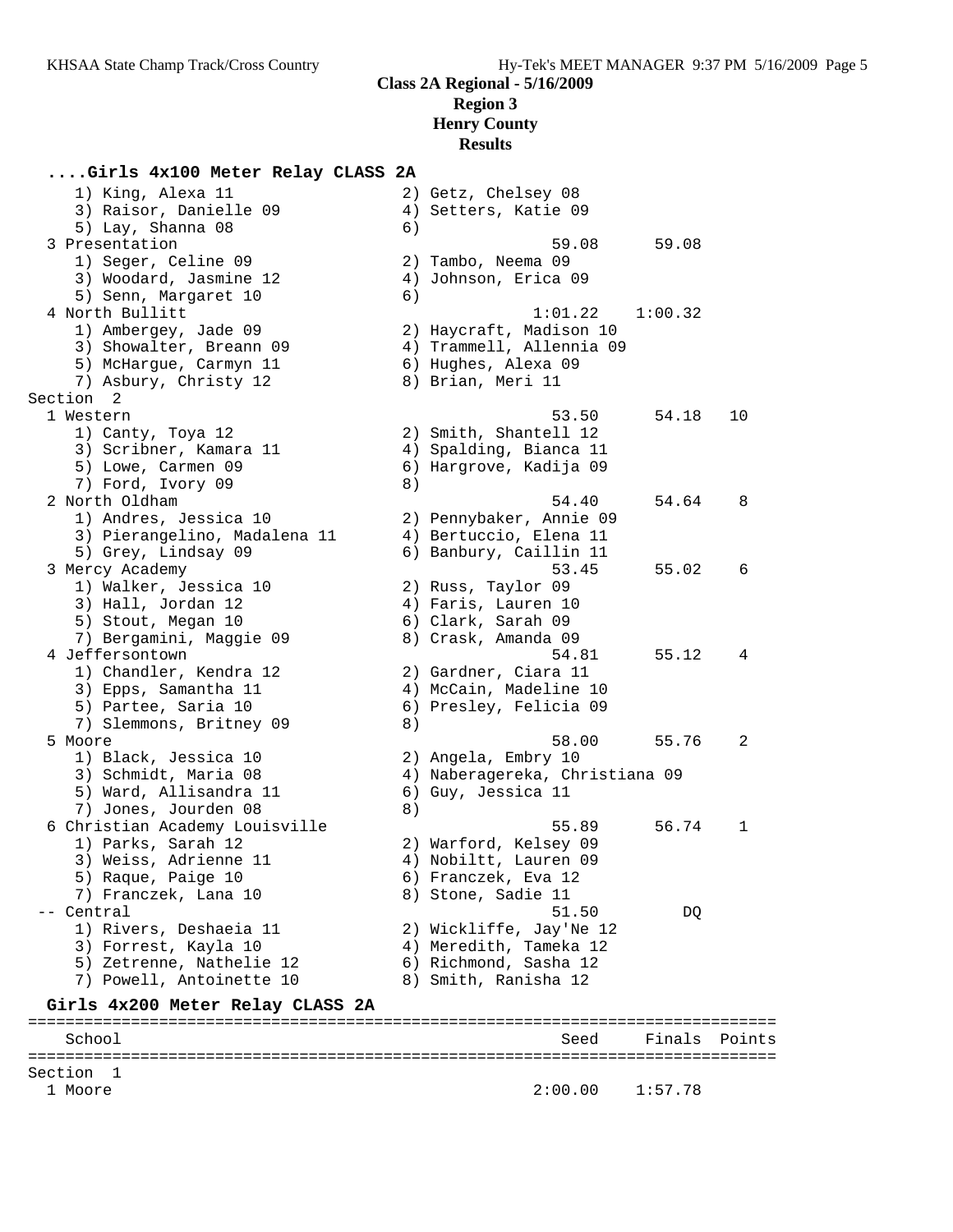**Class 2A Regional - 5/16/2009**
**Region 3**
**Henry County**
**Results**

```
....Girls 4x100 Meter Relay CLASS 2A
    1) King, Alexa 11                  2) Getz, Chelsey 08
    3) Raisor, Danielle 09             4) Setters, Katie 09
    5) Lay, Shanna 08                  6)
  3 Presentation                                    59.08      59.08
    1) Seger, Celine 09                2) Tambo, Neema 09
    3) Woodard, Jasmine 12             4) Johnson, Erica 09
    5) Senn, Margaret 10               6)
  4 North Bullitt                                 1:01.22    1:00.32
    1) Ambergey, Jade 09               2) Haycraft, Madison 10
    3) Showalter, Breann 09            4) Trammell, Allennia 09
    5) McHargue, Carmyn 11             6) Hughes, Alexa 09
    7) Asbury, Christy 12              8) Brian, Meri 11
Section  2
  1 Western                                         53.50      54.18   10
    1) Canty, Toya 12                  2) Smith, Shantell 12
    3) Scribner, Kamara 11             4) Spalding, Bianca 11
    5) Lowe, Carmen 09                 6) Hargrove, Kadija 09
    7) Ford, Ivory 09                  8)
  2 North Oldham                                    54.40      54.64    8
    1) Andres, Jessica 10              2) Pennybaker, Annie 09
    3) Pierangelino, Madalena 11       4) Bertuccio, Elena 11
    5) Grey, Lindsay 09                6) Banbury, Caillin 11
  3 Mercy Academy                                   53.45      55.02    6
    1) Walker, Jessica 10              2) Russ, Taylor 09
    3) Hall, Jordan 12                 4) Faris, Lauren 10
    5) Stout, Megan 10                 6) Clark, Sarah 09
    7) Bergamini, Maggie 09            8) Crask, Amanda 09
  4 Jeffersontown                                   54.81      55.12    4
    1) Chandler, Kendra 12             2) Gardner, Ciara 11
    3) Epps, Samantha 11               4) McCain, Madeline 10
    5) Partee, Saria 10                6) Presley, Felicia 09
    7) Slemmons, Britney 09            8)
  5 Moore                                           58.00      55.76    2
    1) Black, Jessica 10               2) Angela, Embry 10
    3) Schmidt, Maria 08               4) Naberagereka, Christiana 09
    5) Ward, Allisandra 11             6) Guy, Jessica 11
    7) Jones, Jourden 08               8)
  6 Christian Academy Louisville                    55.89      56.74    1
    1) Parks, Sarah 12                 2) Warford, Kelsey 09
    3) Weiss, Adrienne 11              4) Nobiltt, Lauren 09
    5) Raque, Paige 10                 6) Franczek, Eva 12
    7) Franczek, Lana 10               8) Stone, Sadie 11
 -- Central                                         51.50         DQ
    1) Rivers, Deshaeia 11             2) Wickliffe, Jay'Ne 12
    3) Forrest, Kayla 10               4) Meredith, Tameka 12
    5) Zetrenne, Nathelie 12           6) Richmond, Sasha 12
    7) Powell, Antoinette 10           8) Smith, Ranisha 12

Girls 4x200 Meter Relay CLASS 2A
================================================================================
    School                                           Seed     Finals  Points
================================================================================
Section  1
  1 Moore                                         2:00.00    1:57.78
```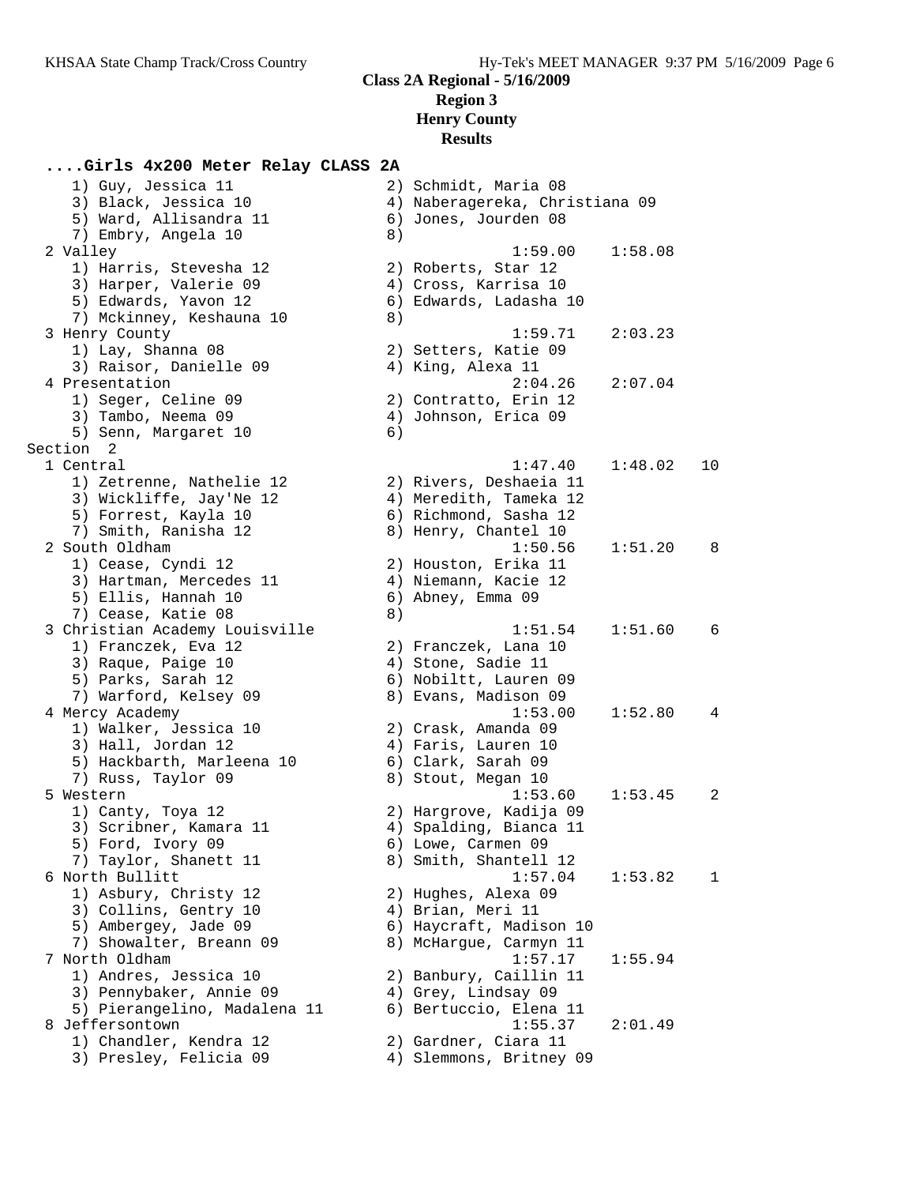## Class 2A Regional - 5/16/2009
### Region 3
### Henry County
### Results

**....Girls 4x200 Meter Relay CLASS 2A**

```
    1) Guy, Jessica 11                2) Schmidt, Maria 08
    3) Black, Jessica 10              4) Naberagereka, Christiana 09
    5) Ward, Allisandra 11            6) Jones, Jourden 08
    7) Embry, Angela 10               8)
  2 Valley                                    1:59.00    1:58.08
    1) Harris, Stevesha 12            2) Roberts, Star 12
    3) Harper, Valerie 09             4) Cross, Karrisa 10
    5) Edwards, Yavon 12              6) Edwards, Ladasha 10
    7) Mckinney, Keshauna 10          8)
  3 Henry County                              1:59.71    2:03.23
    1) Lay, Shanna 08                 2) Setters, Katie 09
    3) Raisor, Danielle 09            4) King, Alexa 11
  4 Presentation                              2:04.26    2:07.04
    1) Seger, Celine 09               2) Contratto, Erin 12
    3) Tambo, Neema 09                4) Johnson, Erica 09
    5) Senn, Margaret 10              6)
Section  2
  1 Central                                   1:47.40    1:48.02   10
    1) Zetrenne, Nathelie 12          2) Rivers, Deshaeia 11
    3) Wickliffe, Jay'Ne 12           4) Meredith, Tameka 12
    5) Forrest, Kayla 10              6) Richmond, Sasha 12
    7) Smith, Ranisha 12              8) Henry, Chantel 10
  2 South Oldham                              1:50.56    1:51.20    8
    1) Cease, Cyndi 12                2) Houston, Erika 11
    3) Hartman, Mercedes 11           4) Niemann, Kacie 12
    5) Ellis, Hannah 10               6) Abney, Emma 09
    7) Cease, Katie 08                8)
  3 Christian Academy Louisville              1:51.54    1:51.60    6
    1) Franczek, Eva 12               2) Franczek, Lana 10
    3) Raque, Paige 10                4) Stone, Sadie 11
    5) Parks, Sarah 12                6) Nobiltt, Lauren 09
    7) Warford, Kelsey 09             8) Evans, Madison 09
  4 Mercy Academy                             1:53.00    1:52.80    4
    1) Walker, Jessica 10             2) Crask, Amanda 09
    3) Hall, Jordan 12                4) Faris, Lauren 10
    5) Hackbarth, Marleena 10         6) Clark, Sarah 09
    7) Russ, Taylor 09                8) Stout, Megan 10
  5 Western                                   1:53.60    1:53.45    2
    1) Canty, Toya 12                 2) Hargrove, Kadija 09
    3) Scribner, Kamara 11            4) Spalding, Bianca 11
    5) Ford, Ivory 09                 6) Lowe, Carmen 09
    7) Taylor, Shanett 11             8) Smith, Shantell 12
  6 North Bullitt                             1:57.04    1:53.82    1
    1) Asbury, Christy 12             2) Hughes, Alexa 09
    3) Collins, Gentry 10             4) Brian, Meri 11
    5) Ambergey, Jade 09              6) Haycraft, Madison 10
    7) Showalter, Breann 09           8) McHargue, Carmyn 11
  7 North Oldham                              1:57.17    1:55.94
    1) Andres, Jessica 10             2) Banbury, Caillin 11
    3) Pennybaker, Annie 09           4) Grey, Lindsay 09
    5) Pierangelino, Madalena 11      6) Bertuccio, Elena 11
  8 Jeffersontown                             1:55.37    2:01.49
    1) Chandler, Kendra 12            2) Gardner, Ciara 11
    3) Presley, Felicia 09            4) Slemmons, Britney 09
```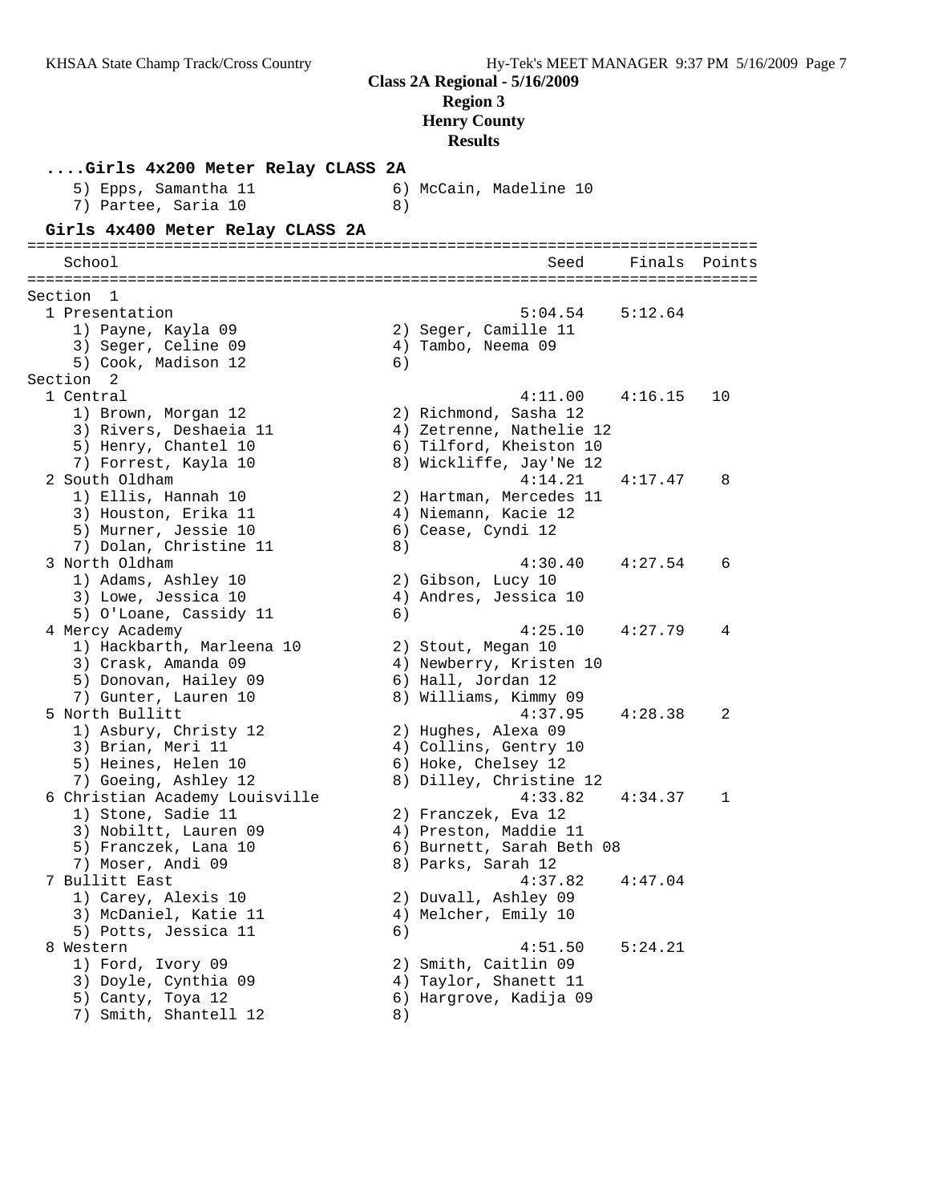**Class 2A Regional - 5/16/2009**
**Region 3**
**Henry County**
**Results**

### ....Girls 4x200 Meter Relay CLASS 2A

```
    5) Epps, Samantha 11              6) McCain, Madeline 10
    7) Partee, Saria 10               8)
```

### Girls 4x400 Meter Relay CLASS 2A

```
================================================================================
   School                                               Seed     Finals  Points
================================================================================
Section  1
  1 Presentation                                      5:04.54    5:12.64
     1) Payne, Kayla 09                2) Seger, Camille 11
     3) Seger, Celine 09               4) Tambo, Neema 09
     5) Cook, Madison 12               6)
Section  2
  1 Central                                           4:11.00    4:16.15   10
     1) Brown, Morgan 12               2) Richmond, Sasha 12
     3) Rivers, Deshaeia 11            4) Zetrenne, Nathelie 12
     5) Henry, Chantel 10              6) Tilford, Kheiston 10
     7) Forrest, Kayla 10              8) Wickliffe, Jay'Ne 12
  2 South Oldham                                      4:14.21    4:17.47    8
     1) Ellis, Hannah 10               2) Hartman, Mercedes 11
     3) Houston, Erika 11              4) Niemann, Kacie 12
     5) Murner, Jessie 10              6) Cease, Cyndi 12
     7) Dolan, Christine 11            8)
  3 North Oldham                                      4:30.40    4:27.54    6
     1) Adams, Ashley 10               2) Gibson, Lucy 10
     3) Lowe, Jessica 10               4) Andres, Jessica 10
     5) O'Loane, Cassidy 11            6)
  4 Mercy Academy                                     4:25.10    4:27.79    4
     1) Hackbarth, Marleena 10         2) Stout, Megan 10
     3) Crask, Amanda 09               4) Newberry, Kristen 10
     5) Donovan, Hailey 09             6) Hall, Jordan 12
     7) Gunter, Lauren 10              8) Williams, Kimmy 09
  5 North Bullitt                                     4:37.95    4:28.38    2
     1) Asbury, Christy 12             2) Hughes, Alexa 09
     3) Brian, Meri 11                 4) Collins, Gentry 10
     5) Heines, Helen 10               6) Hoke, Chelsey 12
     7) Goeing, Ashley 12              8) Dilley, Christine 12
  6 Christian Academy Louisville                      4:33.82    4:34.37    1
     1) Stone, Sadie 11                2) Franczek, Eva 12
     3) Nobiltt, Lauren 09             4) Preston, Maddie 11
     5) Franczek, Lana 10              6) Burnett, Sarah Beth 08
     7) Moser, Andi 09                 8) Parks, Sarah 12
  7 Bullitt East                                      4:37.82    4:47.04
     1) Carey, Alexis 10               2) Duvall, Ashley 09
     3) McDaniel, Katie 11             4) Melcher, Emily 10
     5) Potts, Jessica 11              6)
  8 Western                                           4:51.50    5:24.21
     1) Ford, Ivory 09                 2) Smith, Caitlin 09
     3) Doyle, Cynthia 09              4) Taylor, Shanett 11
     5) Canty, Toya 12                 6) Hargrove, Kadija 09
     7) Smith, Shantell 12             8)
```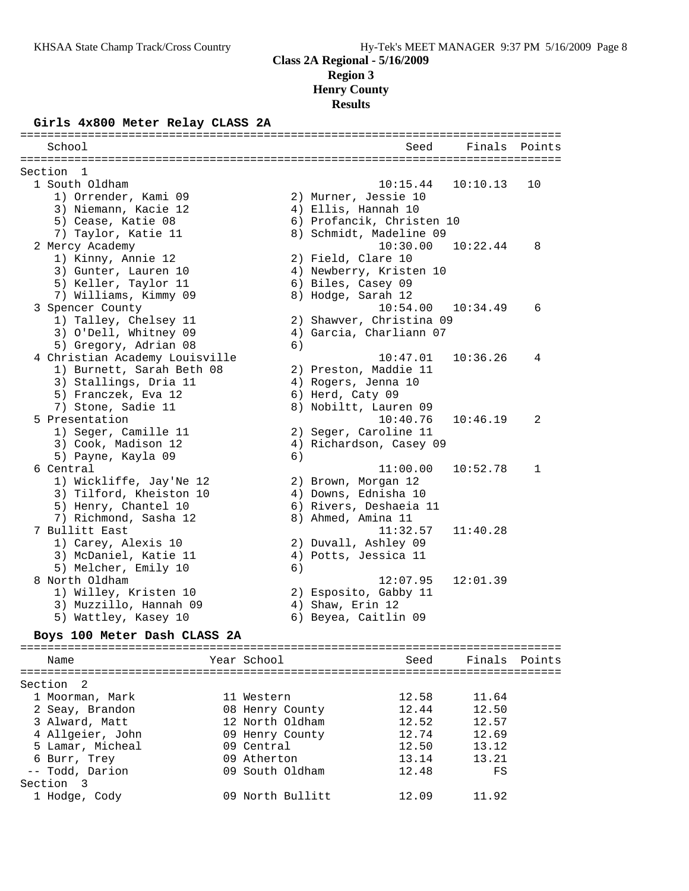**Class 2A Regional - 5/16/2009**
**Region 3**
**Henry County**
**Results**

### Girls 4x800 Meter Relay CLASS 2A

| School | Seed | Finals | Points |
|---|---|---|---|
| **Section 1** | | | |
| 1 South Oldham | 10:15.44 | 10:10.13 | 10 |
| 1) Orrender, Kami 09; 2) Murner, Jessie 10; 3) Niemann, Kacie 12; 4) Ellis, Hannah 10; 5) Cease, Katie 08; 6) Profancik, Christen 10; 7) Taylor, Katie 11; 8) Schmidt, Madeline 09 | | | |
| 2 Mercy Academy | 10:30.00 | 10:22.44 | 8 |
| 1) Kinny, Annie 12; 2) Field, Clare 10; 3) Gunter, Lauren 10; 4) Newberry, Kristen 10; 5) Keller, Taylor 11; 6) Biles, Casey 09; 7) Williams, Kimmy 09; 8) Hodge, Sarah 12 | | | |
| 3 Spencer County | 10:54.00 | 10:34.49 | 6 |
| 1) Talley, Chelsey 11; 2) Shawver, Christina 09; 3) O'Dell, Whitney 09; 4) Garcia, Charliann 07; 5) Gregory, Adrian 08; 6) | | | |
| 4 Christian Academy Louisville | 10:47.01 | 10:36.26 | 4 |
| 1) Burnett, Sarah Beth 08; 2) Preston, Maddie 11; 3) Stallings, Dria 11; 4) Rogers, Jenna 10; 5) Franczek, Eva 12; 6) Herd, Caty 09; 7) Stone, Sadie 11; 8) Nobiltt, Lauren 09 | | | |
| 5 Presentation | 10:40.76 | 10:46.19 | 2 |
| 1) Seger, Camille 11; 2) Seger, Caroline 11; 3) Cook, Madison 12; 4) Richardson, Casey 09; 5) Payne, Kayla 09; 6) | | | |
| 6 Central | 11:00.00 | 10:52.78 | 1 |
| 1) Wickliffe, Jay'Ne 12; 2) Brown, Morgan 12; 3) Tilford, Kheiston 10; 4) Downs, Ednisha 10; 5) Henry, Chantel 10; 6) Rivers, Deshaeia 11; 7) Richmond, Sasha 12; 8) Ahmed, Amina 11 | | | |
| 7 Bullitt East | 11:32.57 | 11:40.28 | |
| 1) Carey, Alexis 10; 2) Duvall, Ashley 09; 3) McDaniel, Katie 11; 4) Potts, Jessica 11; 5) Melcher, Emily 10; 6) | | | |
| 8 North Oldham | 12:07.95 | 12:01.39 | |
| 1) Willey, Kristen 10; 2) Esposito, Gabby 11; 3) Muzzillo, Hannah 09; 4) Shaw, Erin 12; 5) Wattley, Kasey 10; 6) Beyea, Caitlin 09 | | | |

### Boys 100 Meter Dash CLASS 2A

| Name | Year | School | Seed | Finals | Points |
|---|---|---|---|---|---|
| **Section 2** | | | | | |
| 1 Moorman, Mark | 11 | Western | 12.58 | 11.64 | |
| 2 Seay, Brandon | 08 | Henry County | 12.44 | 12.50 | |
| 3 Alward, Matt | 12 | North Oldham | 12.52 | 12.57 | |
| 4 Allgeier, John | 09 | Henry County | 12.74 | 12.69 | |
| 5 Lamar, Micheal | 09 | Central | 12.50 | 13.12 | |
| 6 Burr, Trey | 09 | Atherton | 13.14 | 13.21 | |
| -- Todd, Darion | 09 | South Oldham | 12.48 | FS | |
| **Section 3** | | | | | |
| 1 Hodge, Cody | 09 | North Bullitt | 12.09 | 11.92 | |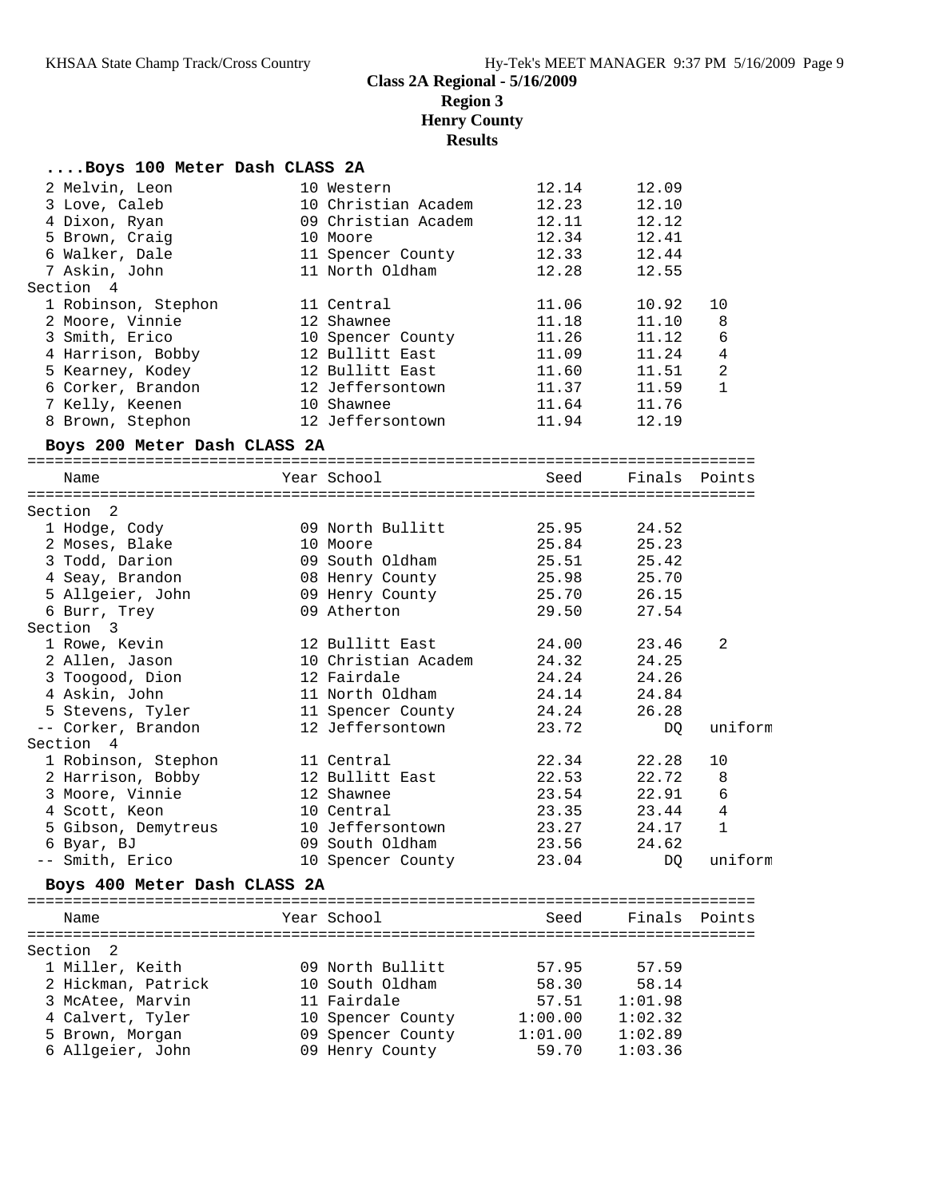# Class 2A Regional - 5/16/2009
## Region 3
## Henry County
## Results

### ....Boys 100 Meter Dash CLASS 2A

| Name | Year | School | Seed | Finals | Points |
|---|---|---|---|---|---|
| 2 Melvin, Leon | 10 | Western | 12.14 | 12.09 | |
| 3 Love, Caleb | 10 | Christian Academ | 12.23 | 12.10 | |
| 4 Dixon, Ryan | 09 | Christian Academ | 12.11 | 12.12 | |
| 5 Brown, Craig | 10 | Moore | 12.34 | 12.41 | |
| 6 Walker, Dale | 11 | Spencer County | 12.33 | 12.44 | |
| 7 Askin, John | 11 | North Oldham | 12.28 | 12.55 | |
| **Section 4** | | | | | |
| 1 Robinson, Stephon | 11 | Central | 11.06 | 10.92 | 10 |
| 2 Moore, Vinnie | 12 | Shawnee | 11.18 | 11.10 | 8 |
| 3 Smith, Erico | 10 | Spencer County | 11.26 | 11.12 | 6 |
| 4 Harrison, Bobby | 12 | Bullitt East | 11.09 | 11.24 | 4 |
| 5 Kearney, Kodey | 12 | Bullitt East | 11.60 | 11.51 | 2 |
| 6 Corker, Brandon | 12 | Jeffersontown | 11.37 | 11.59 | 1 |
| 7 Kelly, Keenen | 10 | Shawnee | 11.64 | 11.76 | |
| 8 Brown, Stephon | 12 | Jeffersontown | 11.94 | 12.19 | |

### Boys 200 Meter Dash CLASS 2A

| Name | Year | School | Seed | Finals | Points |
|---|---|---|---|---|---|
| **Section 2** | | | | | |
| 1 Hodge, Cody | 09 | North Bullitt | 25.95 | 24.52 | |
| 2 Moses, Blake | 10 | Moore | 25.84 | 25.23 | |
| 3 Todd, Darion | 09 | South Oldham | 25.51 | 25.42 | |
| 4 Seay, Brandon | 08 | Henry County | 25.98 | 25.70 | |
| 5 Allgeier, John | 09 | Henry County | 25.70 | 26.15 | |
| 6 Burr, Trey | 09 | Atherton | 29.50 | 27.54 | |
| **Section 3** | | | | | |
| 1 Rowe, Kevin | 12 | Bullitt East | 24.00 | 23.46 | 2 |
| 2 Allen, Jason | 10 | Christian Academ | 24.32 | 24.25 | |
| 3 Toogood, Dion | 12 | Fairdale | 24.24 | 24.26 | |
| 4 Askin, John | 11 | North Oldham | 24.14 | 24.84 | |
| 5 Stevens, Tyler | 11 | Spencer County | 24.24 | 26.28 | |
| -- Corker, Brandon | 12 | Jeffersontown | 23.72 | DQ | uniform |
| **Section 4** | | | | | |
| 1 Robinson, Stephon | 11 | Central | 22.34 | 22.28 | 10 |
| 2 Harrison, Bobby | 12 | Bullitt East | 22.53 | 22.72 | 8 |
| 3 Moore, Vinnie | 12 | Shawnee | 23.54 | 22.91 | 6 |
| 4 Scott, Keon | 10 | Central | 23.35 | 23.44 | 4 |
| 5 Gibson, Demytreus | 10 | Jeffersontown | 23.27 | 24.17 | 1 |
| 6 Byar, BJ | 09 | South Oldham | 23.56 | 24.62 | |
| -- Smith, Erico | 10 | Spencer County | 23.04 | DQ | uniform |

### Boys 400 Meter Dash CLASS 2A

| Name | Year | School | Seed | Finals | Points |
|---|---|---|---|---|---|
| **Section 2** | | | | | |
| 1 Miller, Keith | 09 | North Bullitt | 57.95 | 57.59 | |
| 2 Hickman, Patrick | 10 | South Oldham | 58.30 | 58.14 | |
| 3 McAtee, Marvin | 11 | Fairdale | 57.51 | 1:01.98 | |
| 4 Calvert, Tyler | 10 | Spencer County | 1:00.00 | 1:02.32 | |
| 5 Brown, Morgan | 09 | Spencer County | 1:01.00 | 1:02.89 | |
| 6 Allgeier, John | 09 | Henry County | 59.70 | 1:03.36 | |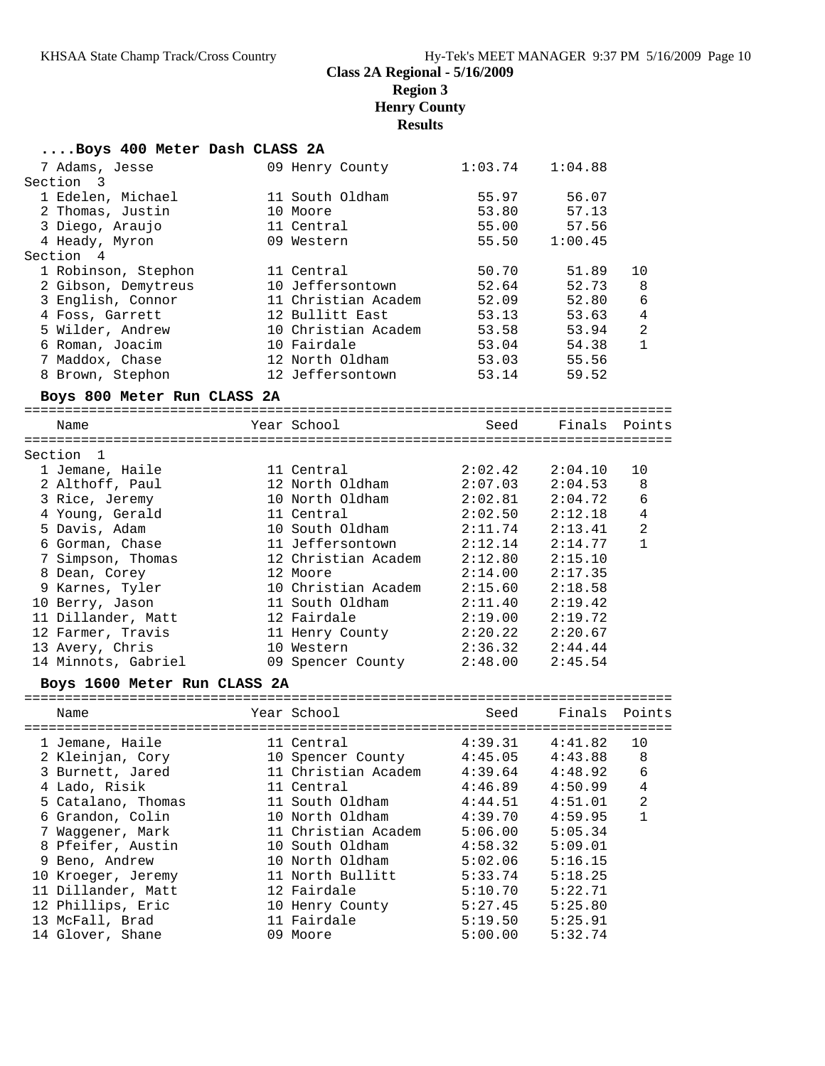**Class 2A Regional - 5/16/2009**
**Region 3**
**Henry County**
**Results**

### ....Boys 400 Meter Dash CLASS 2A

| Name | Year | School | Seed | Finals | Points |
|---|---|---|---|---|---|
| 7 Adams, Jesse | 09 | Henry County | 1:03.74 | 1:04.88 | |
| **Section 3** | | | | | |
| 1 Edelen, Michael | 11 | South Oldham | 55.97 | 56.07 | |
| 2 Thomas, Justin | 10 | Moore | 53.80 | 57.13 | |
| 3 Diego, Araujo | 11 | Central | 55.00 | 57.56 | |
| 4 Heady, Myron | 09 | Western | 55.50 | 1:00.45 | |
| **Section 4** | | | | | |
| 1 Robinson, Stephon | 11 | Central | 50.70 | 51.89 | 10 |
| 2 Gibson, Demytreus | 10 | Jeffersontown | 52.64 | 52.73 | 8 |
| 3 English, Connor | 11 | Christian Academ | 52.09 | 52.80 | 6 |
| 4 Foss, Garrett | 12 | Bullitt East | 53.13 | 53.63 | 4 |
| 5 Wilder, Andrew | 10 | Christian Academ | 53.58 | 53.94 | 2 |
| 6 Roman, Joacim | 10 | Fairdale | 53.04 | 54.38 | 1 |
| 7 Maddox, Chase | 12 | North Oldham | 53.03 | 55.56 | |
| 8 Brown, Stephon | 12 | Jeffersontown | 53.14 | 59.52 | |

### Boys 800 Meter Run CLASS 2A

| Name | Year | School | Seed | Finals | Points |
|---|---|---|---|---|---|
| **Section 1** | | | | | |
| 1 Jemane, Haile | 11 | Central | 2:02.42 | 2:04.10 | 10 |
| 2 Althoff, Paul | 12 | North Oldham | 2:07.03 | 2:04.53 | 8 |
| 3 Rice, Jeremy | 10 | North Oldham | 2:02.81 | 2:04.72 | 6 |
| 4 Young, Gerald | 11 | Central | 2:02.50 | 2:12.18 | 4 |
| 5 Davis, Adam | 10 | South Oldham | 2:11.74 | 2:13.41 | 2 |
| 6 Gorman, Chase | 11 | Jeffersontown | 2:12.14 | 2:14.77 | 1 |
| 7 Simpson, Thomas | 12 | Christian Academ | 2:12.80 | 2:15.10 | |
| 8 Dean, Corey | 12 | Moore | 2:14.00 | 2:17.35 | |
| 9 Karnes, Tyler | 10 | Christian Academ | 2:15.60 | 2:18.58 | |
| 10 Berry, Jason | 11 | South Oldham | 2:11.40 | 2:19.42 | |
| 11 Dillander, Matt | 12 | Fairdale | 2:19.00 | 2:19.72 | |
| 12 Farmer, Travis | 11 | Henry County | 2:20.22 | 2:20.67 | |
| 13 Avery, Chris | 10 | Western | 2:36.32 | 2:44.44 | |
| 14 Minnots, Gabriel | 09 | Spencer County | 2:48.00 | 2:45.54 | |

### Boys 1600 Meter Run CLASS 2A

| Name | Year | School | Seed | Finals | Points |
|---|---|---|---|---|---|
| 1 Jemane, Haile | 11 | Central | 4:39.31 | 4:41.82 | 10 |
| 2 Kleinjan, Cory | 10 | Spencer County | 4:45.05 | 4:43.88 | 8 |
| 3 Burnett, Jared | 11 | Christian Academ | 4:39.64 | 4:48.92 | 6 |
| 4 Lado, Risik | 11 | Central | 4:46.89 | 4:50.99 | 4 |
| 5 Catalano, Thomas | 11 | South Oldham | 4:44.51 | 4:51.01 | 2 |
| 6 Grandon, Colin | 10 | North Oldham | 4:39.70 | 4:59.95 | 1 |
| 7 Waggener, Mark | 11 | Christian Academ | 5:06.00 | 5:05.34 | |
| 8 Pfeifer, Austin | 10 | South Oldham | 4:58.32 | 5:09.01 | |
| 9 Beno, Andrew | 10 | North Oldham | 5:02.06 | 5:16.15 | |
| 10 Kroeger, Jeremy | 11 | North Bullitt | 5:33.74 | 5:18.25 | |
| 11 Dillander, Matt | 12 | Fairdale | 5:10.70 | 5:22.71 | |
| 12 Phillips, Eric | 10 | Henry County | 5:27.45 | 5:25.80 | |
| 13 McFall, Brad | 11 | Fairdale | 5:19.50 | 5:25.91 | |
| 14 Glover, Shane | 09 | Moore | 5:00.00 | 5:32.74 | |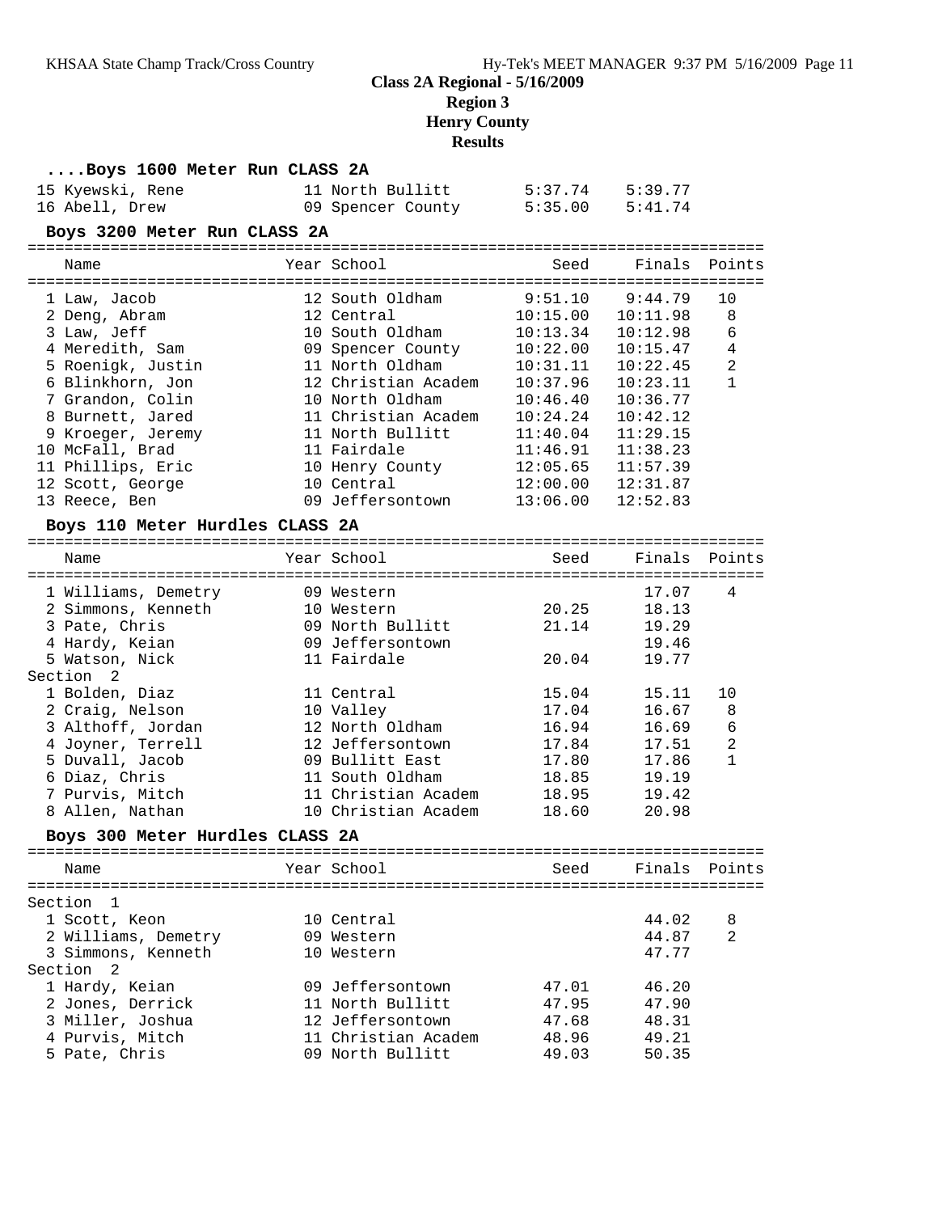**Class 2A Regional - 5/16/2009**
**Region 3**
**Henry County**
**Results**

### ....Boys 1600 Meter Run CLASS 2A

| Name | Year | School | Seed | Finals | Points |
|---|---|---|---|---|---|
| 15 Kyewski, Rene | 11 | North Bullitt | 5:37.74 | 5:39.77 | |
| 16 Abell, Drew | 09 | Spencer County | 5:35.00 | 5:41.74 | |

### Boys 3200 Meter Run CLASS 2A

| Name | Year | School | Seed | Finals | Points |
|---|---|---|---|---|---|
| 1 Law, Jacob | 12 | South Oldham | 9:51.10 | 9:44.79 | 10 |
| 2 Deng, Abram | 12 | Central | 10:15.00 | 10:11.98 | 8 |
| 3 Law, Jeff | 10 | South Oldham | 10:13.34 | 10:12.98 | 6 |
| 4 Meredith, Sam | 09 | Spencer County | 10:22.00 | 10:15.47 | 4 |
| 5 Roenigk, Justin | 11 | North Oldham | 10:31.11 | 10:22.45 | 2 |
| 6 Blinkhorn, Jon | 12 | Christian Academ | 10:37.96 | 10:23.11 | 1 |
| 7 Grandon, Colin | 10 | North Oldham | 10:46.40 | 10:36.77 | |
| 8 Burnett, Jared | 11 | Christian Academ | 10:24.24 | 10:42.12 | |
| 9 Kroeger, Jeremy | 11 | North Bullitt | 11:40.04 | 11:29.15 | |
| 10 McFall, Brad | 11 | Fairdale | 11:46.91 | 11:38.23 | |
| 11 Phillips, Eric | 10 | Henry County | 12:05.65 | 11:57.39 | |
| 12 Scott, George | 10 | Central | 12:00.00 | 12:31.87 | |
| 13 Reece, Ben | 09 | Jeffersontown | 13:06.00 | 12:52.83 | |

### Boys 110 Meter Hurdles CLASS 2A

| Name | Year | School | Seed | Finals | Points |
|---|---|---|---|---|---|
| 1 Williams, Demetry | 09 | Western | | 17.07 | 4 |
| 2 Simmons, Kenneth | 10 | Western | 20.25 | 18.13 | |
| 3 Pate, Chris | 09 | North Bullitt | 21.14 | 19.29 | |
| 4 Hardy, Keian | 09 | Jeffersontown | | 19.46 | |
| 5 Watson, Nick | 11 | Fairdale | 20.04 | 19.77 | |
| **Section 2** | | | | | |
| 1 Bolden, Diaz | 11 | Central | 15.04 | 15.11 | 10 |
| 2 Craig, Nelson | 10 | Valley | 17.04 | 16.67 | 8 |
| 3 Althoff, Jordan | 12 | North Oldham | 16.94 | 16.69 | 6 |
| 4 Joyner, Terrell | 12 | Jeffersontown | 17.84 | 17.51 | 2 |
| 5 Duvall, Jacob | 09 | Bullitt East | 17.80 | 17.86 | 1 |
| 6 Diaz, Chris | 11 | South Oldham | 18.85 | 19.19 | |
| 7 Purvis, Mitch | 11 | Christian Academ | 18.95 | 19.42 | |
| 8 Allen, Nathan | 10 | Christian Academ | 18.60 | 20.98 | |

### Boys 300 Meter Hurdles CLASS 2A

| Name | Year | School | Seed | Finals | Points |
|---|---|---|---|---|---|
| **Section 1** | | | | | |
| 1 Scott, Keon | 10 | Central | | 44.02 | 8 |
| 2 Williams, Demetry | 09 | Western | | 44.87 | 2 |
| 3 Simmons, Kenneth | 10 | Western | | 47.77 | |
| **Section 2** | | | | | |
| 1 Hardy, Keian | 09 | Jeffersontown | 47.01 | 46.20 | |
| 2 Jones, Derrick | 11 | North Bullitt | 47.95 | 47.90 | |
| 3 Miller, Joshua | 12 | Jeffersontown | 47.68 | 48.31 | |
| 4 Purvis, Mitch | 11 | Christian Academ | 48.96 | 49.21 | |
| 5 Pate, Chris | 09 | North Bullitt | 49.03 | 50.35 | |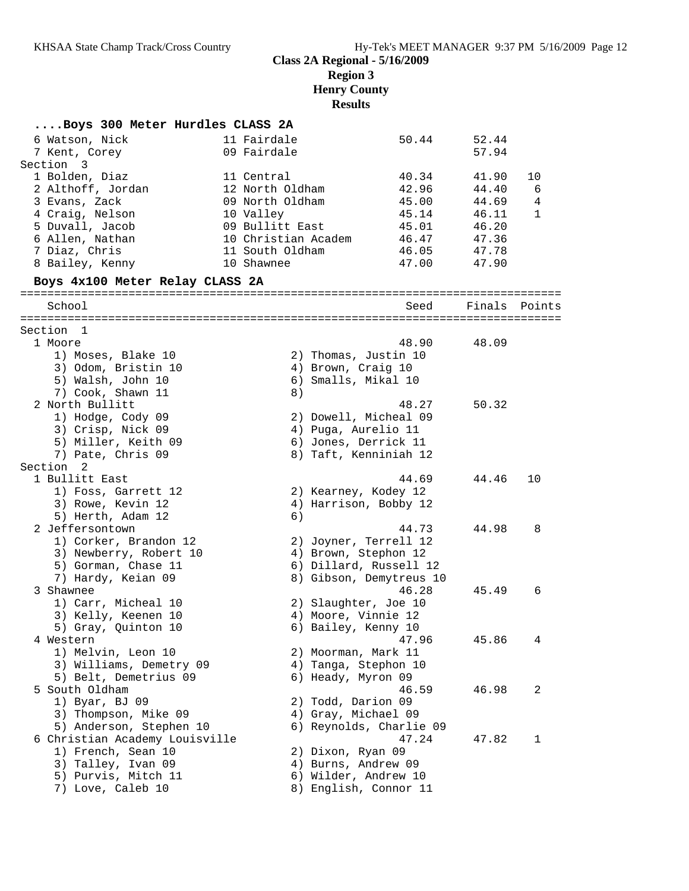## Class 2A Regional - 5/16/2009
## Region 3
## Henry County
## Results

### ....Boys 300 Meter Hurdles CLASS 2A

| Place | Name | Yr | School | Seed | Finals | Points |
|---|---|---|---|---|---|---|
| 6 | Watson, Nick | 11 | Fairdale | 50.44 | 52.44 | |
| 7 | Kent, Corey | 09 | Fairdale | | 57.94 | |
| **Section 3** | | | | | | |
| 1 | Bolden, Diaz | 11 | Central | 40.34 | 41.90 | 10 |
| 2 | Althoff, Jordan | 12 | North Oldham | 42.96 | 44.40 | 6 |
| 3 | Evans, Zack | 09 | North Oldham | 45.00 | 44.69 | 4 |
| 4 | Craig, Nelson | 10 | Valley | 45.14 | 46.11 | 1 |
| 5 | Duvall, Jacob | 09 | Bullitt East | 45.01 | 46.20 | |
| 6 | Allen, Nathan | 10 | Christian Academ | 46.47 | 47.36 | |
| 7 | Diaz, Chris | 11 | South Oldham | 46.05 | 47.78 | |
| 8 | Bailey, Kenny | 10 | Shawnee | 47.00 | 47.90 | |

### Boys 4x100 Meter Relay CLASS 2A

| Place | School | Seed | Finals | Points |
|---|---|---|---|---|
| **Section 1** | | | | |
| 1 | Moore | 48.90 | 48.09 | |
| | 1) Moses, Blake 10; 2) Thomas, Justin 10; 3) Odom, Bristin 10; 4) Brown, Craig 10; 5) Walsh, John 10; 6) Smalls, Mikal 10; 7) Cook, Shawn 11; 8) | | | |
| 2 | North Bullitt | 48.27 | 50.32 | |
| | 1) Hodge, Cody 09; 2) Dowell, Micheal 09; 3) Crisp, Nick 09; 4) Puga, Aurelio 11; 5) Miller, Keith 09; 6) Jones, Derrick 11; 7) Pate, Chris 09; 8) Taft, Kenniniah 12 | | | |
| **Section 2** | | | | |
| 1 | Bullitt East | 44.69 | 44.46 | 10 |
| | 1) Foss, Garrett 12; 2) Kearney, Kodey 12; 3) Rowe, Kevin 12; 4) Harrison, Bobby 12; 5) Herth, Adam 12; 6) | | | |
| 2 | Jeffersontown | 44.73 | 44.98 | 8 |
| | 1) Corker, Brandon 12; 2) Joyner, Terrell 12; 3) Newberry, Robert 10; 4) Brown, Stephon 12; 5) Gorman, Chase 11; 6) Dillard, Russell 12; 7) Hardy, Keian 09; 8) Gibson, Demytreus 10 | | | |
| 3 | Shawnee | 46.28 | 45.49 | 6 |
| | 1) Carr, Micheal 10; 2) Slaughter, Joe 10; 3) Kelly, Keenen 10; 4) Moore, Vinnie 12; 5) Gray, Quinton 10; 6) Bailey, Kenny 10 | | | |
| 4 | Western | 47.96 | 45.86 | 4 |
| | 1) Melvin, Leon 10; 2) Moorman, Mark 11; 3) Williams, Demetry 09; 4) Tanga, Stephon 10; 5) Belt, Demetrius 09; 6) Heady, Myron 09 | | | |
| 5 | South Oldham | 46.59 | 46.98 | 2 |
| | 1) Byar, BJ 09; 2) Todd, Darion 09; 3) Thompson, Mike 09; 4) Gray, Michael 09; 5) Anderson, Stephen 10; 6) Reynolds, Charlie 09 | | | |
| 6 | Christian Academy Louisville | 47.24 | 47.82 | 1 |
| | 1) French, Sean 10; 2) Dixon, Ryan 09; 3) Talley, Ivan 09; 4) Burns, Andrew 09; 5) Purvis, Mitch 11; 6) Wilder, Andrew 10; 7) Love, Caleb 10; 8) English, Connor 11 | | | |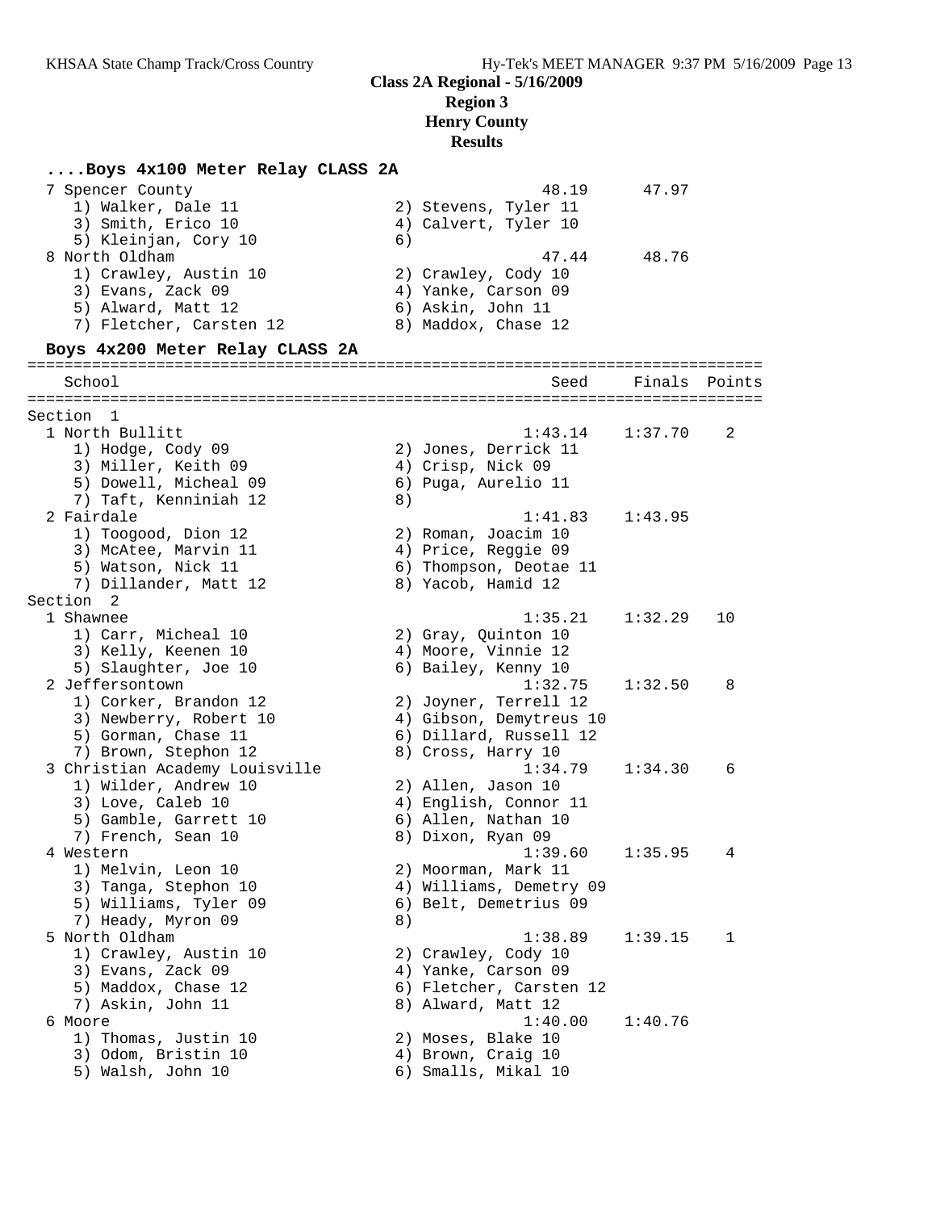## Class 2A Regional - 5/16/2009
### Region 3
### Henry County
### Results

#### ....Boys 4x100 Meter Relay CLASS 2A

```
  7 Spencer County                                    48.19      47.97
     1) Walker, Dale 11                2) Stevens, Tyler 11
     3) Smith, Erico 10                4) Calvert, Tyler 10
     5) Kleinjan, Cory 10              6)
  8 North Oldham                                      47.44      48.76
     1) Crawley, Austin 10             2) Crawley, Cody 10
     3) Evans, Zack 09                 4) Yanke, Carson 09
     5) Alward, Matt 12                6) Askin, John 11
     7) Fletcher, Carsten 12           8) Maddox, Chase 12
```

#### Boys 4x200 Meter Relay CLASS 2A

```
================================================================================
    School                                            Seed     Finals  Points
================================================================================
Section  1
  1 North Bullitt                                   1:43.14    1:37.70    2
     1) Hodge, Cody 09                 2) Jones, Derrick 11
     3) Miller, Keith 09               4) Crisp, Nick 09
     5) Dowell, Micheal 09             6) Puga, Aurelio 11
     7) Taft, Kenniniah 12             8)
  2 Fairdale                                        1:41.83    1:43.95
     1) Toogood, Dion 12               2) Roman, Joacim 10
     3) McAtee, Marvin 11              4) Price, Reggie 09
     5) Watson, Nick 11                6) Thompson, Deotae 11
     7) Dillander, Matt 12             8) Yacob, Hamid 12
Section  2
  1 Shawnee                                         1:35.21    1:32.29   10
     1) Carr, Micheal 10               2) Gray, Quinton 10
     3) Kelly, Keenen 10               4) Moore, Vinnie 12
     5) Slaughter, Joe 10              6) Bailey, Kenny 10
  2 Jeffersontown                                   1:32.75    1:32.50    8
     1) Corker, Brandon 12             2) Joyner, Terrell 12
     3) Newberry, Robert 10            4) Gibson, Demytreus 10
     5) Gorman, Chase 11               6) Dillard, Russell 12
     7) Brown, Stephon 12              8) Cross, Harry 10
  3 Christian Academy Louisville                    1:34.79    1:34.30    6
     1) Wilder, Andrew 10              2) Allen, Jason 10
     3) Love, Caleb 10                 4) English, Connor 11
     5) Gamble, Garrett 10             6) Allen, Nathan 10
     7) French, Sean 10                8) Dixon, Ryan 09
  4 Western                                         1:39.60    1:35.95    4
     1) Melvin, Leon 10                2) Moorman, Mark 11
     3) Tanga, Stephon 10              4) Williams, Demetry 09
     5) Williams, Tyler 09             6) Belt, Demetrius 09
     7) Heady, Myron 09                8)
  5 North Oldham                                    1:38.89    1:39.15    1
     1) Crawley, Austin 10             2) Crawley, Cody 10
     3) Evans, Zack 09                 4) Yanke, Carson 09
     5) Maddox, Chase 12               6) Fletcher, Carsten 12
     7) Askin, John 11                 8) Alward, Matt 12
  6 Moore                                           1:40.00    1:40.76
     1) Thomas, Justin 10              2) Moses, Blake 10
     3) Odom, Bristin 10               4) Brown, Craig 10
     5) Walsh, John 10                 6) Smalls, Mikal 10
```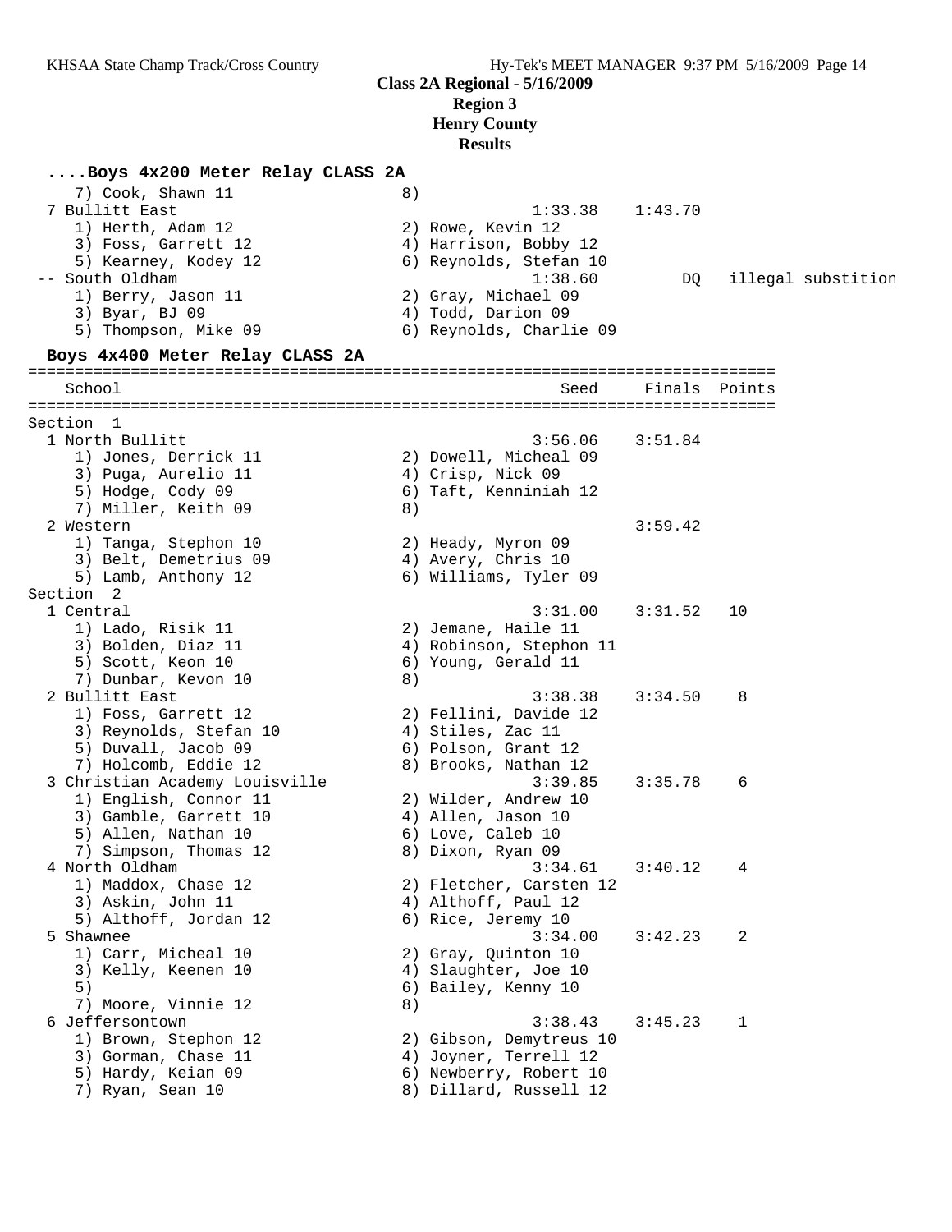Class 2A Regional - 5/16/2009
Region 3
Henry County
Results

## ....Boys 4x200 Meter Relay CLASS 2A

```
    7) Cook, Shawn 11                 8)
  7 Bullitt East                                   1:33.38    1:43.70
    1) Herth, Adam 12                 2) Rowe, Kevin 12
    3) Foss, Garrett 12               4) Harrison, Bobby 12
    5) Kearney, Kodey 12              6) Reynolds, Stefan 10
 -- South Oldham                                   1:38.60         DQ   illegal substition
    1) Berry, Jason 11                2) Gray, Michael 09
    3) Byar, BJ 09                    4) Todd, Darion 09
    5) Thompson, Mike 09              6) Reynolds, Charlie 09
```

## Boys 4x400 Meter Relay CLASS 2A

```
================================================================================
    School                                            Seed     Finals  Points
================================================================================
Section  1
  1 North Bullitt                                  3:56.06    3:51.84
    1) Jones, Derrick 11              2) Dowell, Micheal 09
    3) Puga, Aurelio 11               4) Crisp, Nick 09
    5) Hodge, Cody 09                 6) Taft, Kenniniah 12
    7) Miller, Keith 09               8)
  2 Western                                                   3:59.42
    1) Tanga, Stephon 10              2) Heady, Myron 09
    3) Belt, Demetrius 09             4) Avery, Chris 10
    5) Lamb, Anthony 12               6) Williams, Tyler 09
Section  2
  1 Central                                        3:31.00    3:31.52   10
    1) Lado, Risik 11                 2) Jemane, Haile 11
    3) Bolden, Diaz 11                4) Robinson, Stephon 11
    5) Scott, Keon 10                 6) Young, Gerald 11
    7) Dunbar, Kevon 10               8)
  2 Bullitt East                                   3:38.38    3:34.50    8
    1) Foss, Garrett 12               2) Fellini, Davide 12
    3) Reynolds, Stefan 10            4) Stiles, Zac 11
    5) Duvall, Jacob 09               6) Polson, Grant 12
    7) Holcomb, Eddie 12              8) Brooks, Nathan 12
  3 Christian Academy Louisville                   3:39.85    3:35.78    6
    1) English, Connor 11             2) Wilder, Andrew 10
    3) Gamble, Garrett 10             4) Allen, Jason 10
    5) Allen, Nathan 10               6) Love, Caleb 10
    7) Simpson, Thomas 12             8) Dixon, Ryan 09
  4 North Oldham                                   3:34.61    3:40.12    4
    1) Maddox, Chase 12               2) Fletcher, Carsten 12
    3) Askin, John 11                 4) Althoff, Paul 12
    5) Althoff, Jordan 12             6) Rice, Jeremy 10
  5 Shawnee                                        3:34.00    3:42.23    2
    1) Carr, Micheal 10               2) Gray, Quinton 10
    3) Kelly, Keenen 10               4) Slaughter, Joe 10
    5)                                6) Bailey, Kenny 10
    7) Moore, Vinnie 12               8)
  6 Jeffersontown                                  3:38.43    3:45.23    1
    1) Brown, Stephon 12              2) Gibson, Demytreus 10
    3) Gorman, Chase 11               4) Joyner, Terrell 12
    5) Hardy, Keian 09                6) Newberry, Robert 10
    7) Ryan, Sean 10                  8) Dillard, Russell 12
```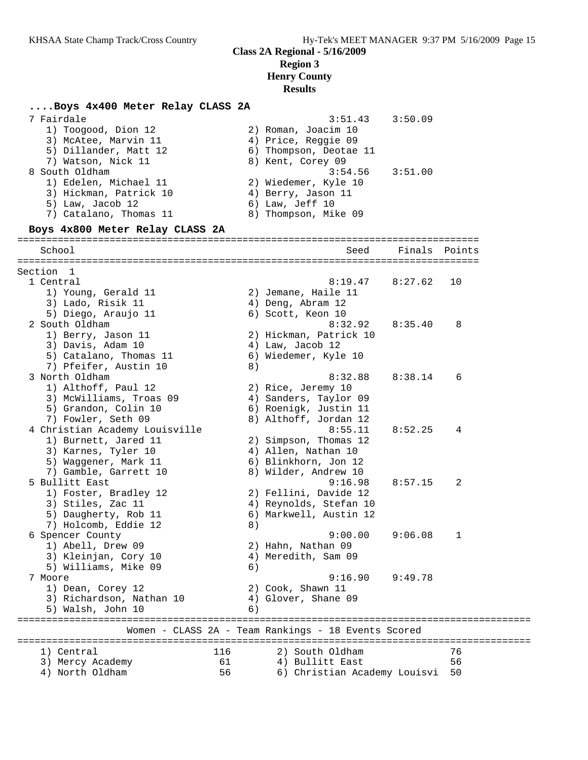**Class 2A Regional - 5/16/2009**
**Region 3**
**Henry County**
**Results**

### ....Boys 4x400 Meter Relay CLASS 2A

```
  7 Fairdale                                          3:51.43    3:50.09
     1) Toogood, Dion 12                2) Roman, Joacim 10
     3) McAtee, Marvin 11               4) Price, Reggie 09
     5) Dillander, Matt 12              6) Thompson, Deotae 11
     7) Watson, Nick 11                 8) Kent, Corey 09
  8 South Oldham                                      3:54.56    3:51.00
     1) Edelen, Michael 11              2) Wiedemer, Kyle 10
     3) Hickman, Patrick 10             4) Berry, Jason 11
     5) Law, Jacob 12                   6) Law, Jeff 10
     7) Catalano, Thomas 11             8) Thompson, Mike 09
```

### Boys 4x800 Meter Relay CLASS 2A

```
================================================================================
    School                                               Seed     Finals  Points
================================================================================
Section  1
  1 Central                                           8:19.47    8:27.62   10
     1) Young, Gerald 11                2) Jemane, Haile 11
     3) Lado, Risik 11                  4) Deng, Abram 12
     5) Diego, Araujo 11                6) Scott, Keon 10
  2 South Oldham                                      8:32.92    8:35.40    8
     1) Berry, Jason 11                 2) Hickman, Patrick 10
     3) Davis, Adam 10                  4) Law, Jacob 12
     5) Catalano, Thomas 11             6) Wiedemer, Kyle 10
     7) Pfeifer, Austin 10              8)
  3 North Oldham                                      8:32.88    8:38.14    6
     1) Althoff, Paul 12                2) Rice, Jeremy 10
     3) McWilliams, Troas 09            4) Sanders, Taylor 09
     5) Grandon, Colin 10               6) Roenigk, Justin 11
     7) Fowler, Seth 09                 8) Althoff, Jordan 12
  4 Christian Academy Louisville                      8:55.11    8:52.25    4
     1) Burnett, Jared 11               2) Simpson, Thomas 12
     3) Karnes, Tyler 10                4) Allen, Nathan 10
     5) Waggener, Mark 11               6) Blinkhorn, Jon 12
     7) Gamble, Garrett 10              8) Wilder, Andrew 10
  5 Bullitt East                                      9:16.98    8:57.15    2
     1) Foster, Bradley 12              2) Fellini, Davide 12
     3) Stiles, Zac 11                  4) Reynolds, Stefan 10
     5) Daugherty, Rob 11               6) Markwell, Austin 12
     7) Holcomb, Eddie 12               8)
  6 Spencer County                                    9:00.00    9:06.08    1
     1) Abell, Drew 09                  2) Hahn, Nathan 09
     3) Kleinjan, Cory 10               4) Meredith, Sam 09
     5) Williams, Mike 09               6)
  7 Moore                                             9:16.90    9:49.78
     1) Dean, Corey 12                  2) Cook, Shawn 11
     3) Richardson, Nathan 10           4) Glover, Shane 09
     5) Walsh, John 10                  6)
```

```
=========================================================================================
                  Women - CLASS 2A - Team Rankings - 18 Events Scored
=========================================================================================
    1) Central                   116        2) South Oldham                  76
    3) Mercy Academy              61        4) Bullitt East                  56
    4) North Oldham               56        6) Christian Academy Louisvi     50
```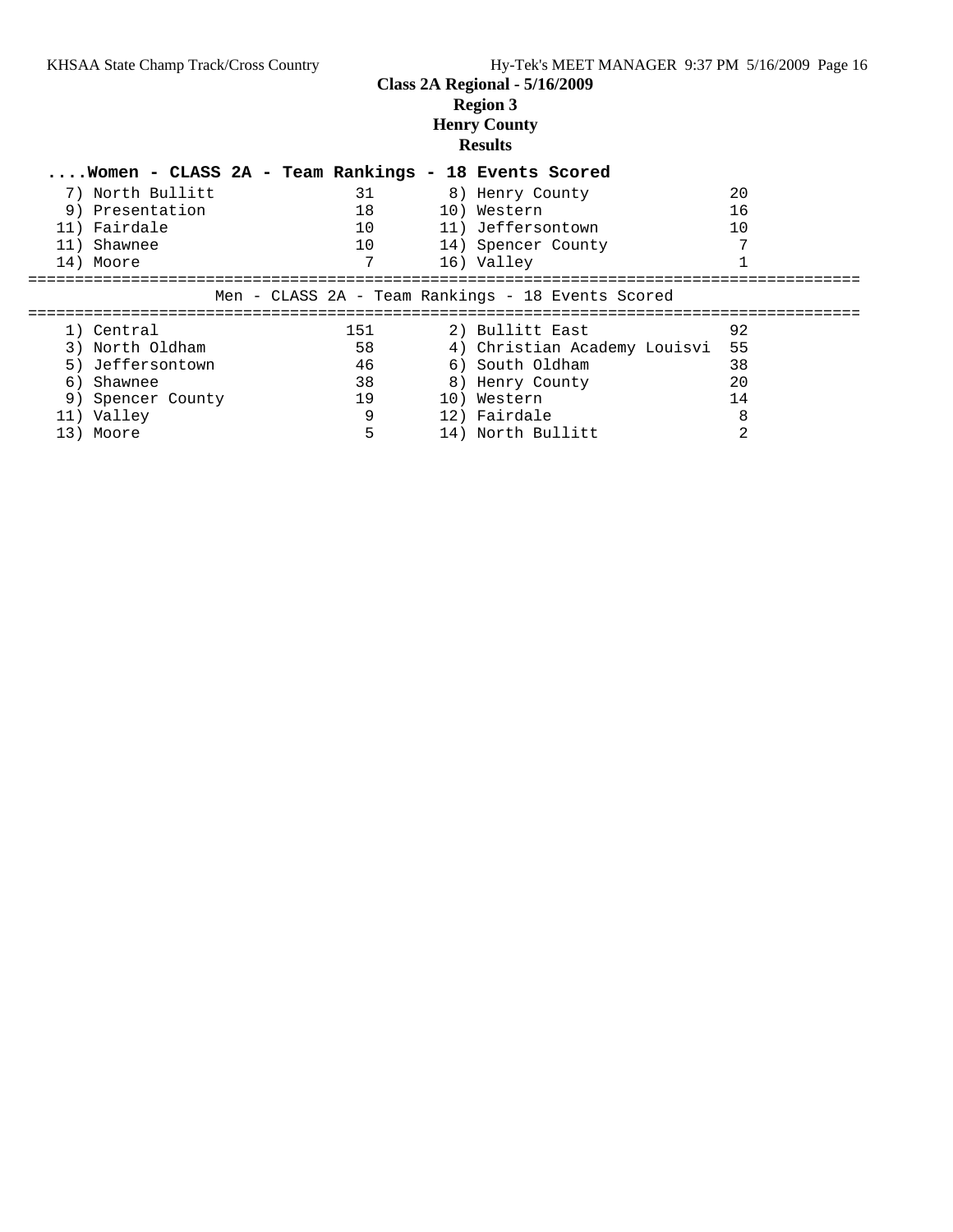## Class 2A Regional - 5/16/2009

### Region 3

### Henry County

### Results

**....Women - CLASS 2A - Team Rankings - 18 Events Scored**

| | | | |
|---|---|---|---|
| 7) North Bullitt | 31 | 8) Henry County | 20 |
| 9) Presentation | 18 | 10) Western | 16 |
| 11) Fairdale | 10 | 11) Jeffersontown | 10 |
| 11) Shawnee | 10 | 14) Spencer County | 7 |
| 14) Moore | 7 | 16) Valley | 1 |

**Men - CLASS 2A - Team Rankings - 18 Events Scored**

| | | | |
|---|---|---|---|
| 1) Central | 151 | 2) Bullitt East | 92 |
| 3) North Oldham | 58 | 4) Christian Academy Louisvi | 55 |
| 5) Jeffersontown | 46 | 6) South Oldham | 38 |
| 6) Shawnee | 38 | 8) Henry County | 20 |
| 9) Spencer County | 19 | 10) Western | 14 |
| 11) Valley | 9 | 12) Fairdale | 8 |
| 13) Moore | 5 | 14) North Bullitt | 2 |